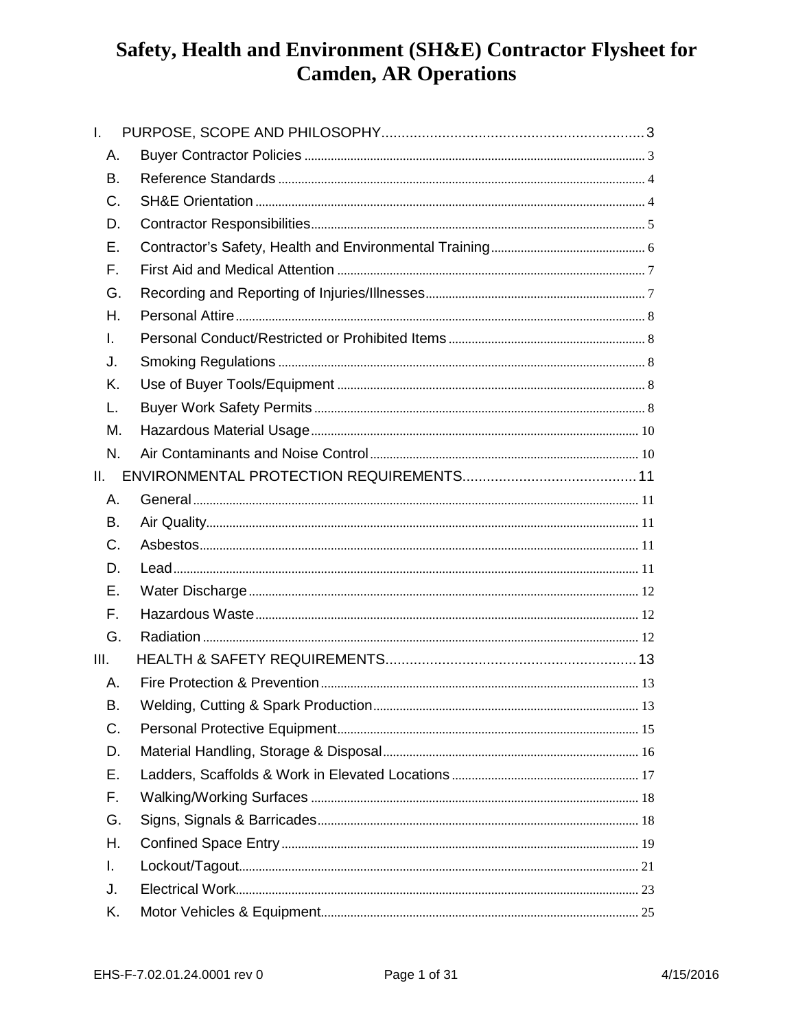# Safety, Health and Environment (SH&E) Contractor Flysheet for Camden, AR Operations

I. PURPOSE, SCOPE AND PHILOSOPHY ..... 3
- A. Buyer Contractor Policies ..... 3
- B. Reference Standards ..... 4
- C. SH&E Orientation ..... 4
- D. Contractor Responsibilities ..... 5
- E. Contractor's Safety, Health and Environmental Training ..... 6
- F. First Aid and Medical Attention ..... 7
- G. Recording and Reporting of Injuries/Illnesses ..... 7
- H. Personal Attire ..... 8
- I. Personal Conduct/Restricted or Prohibited Items ..... 8
- J. Smoking Regulations ..... 8
- K. Use of Buyer Tools/Equipment ..... 8
- L. Buyer Work Safety Permits ..... 8
- M. Hazardous Material Usage ..... 10
- N. Air Contaminants and Noise Control ..... 10

II. ENVIRONMENTAL PROTECTION REQUIREMENTS ..... 11
- A. General ..... 11
- B. Air Quality ..... 11
- C. Asbestos ..... 11
- D. Lead ..... 11
- E. Water Discharge ..... 12
- F. Hazardous Waste ..... 12
- G. Radiation ..... 12

III. HEALTH & SAFETY REQUIREMENTS ..... 13
- A. Fire Protection & Prevention ..... 13
- B. Welding, Cutting & Spark Production ..... 13
- C. Personal Protective Equipment ..... 15
- D. Material Handling, Storage & Disposal ..... 16
- E. Ladders, Scaffolds & Work in Elevated Locations ..... 17
- F. Walking/Working Surfaces ..... 18
- G. Signs, Signals & Barricades ..... 18
- H. Confined Space Entry ..... 19
- I. Lockout/Tagout ..... 21
- J. Electrical Work ..... 23
- K. Motor Vehicles & Equipment ..... 25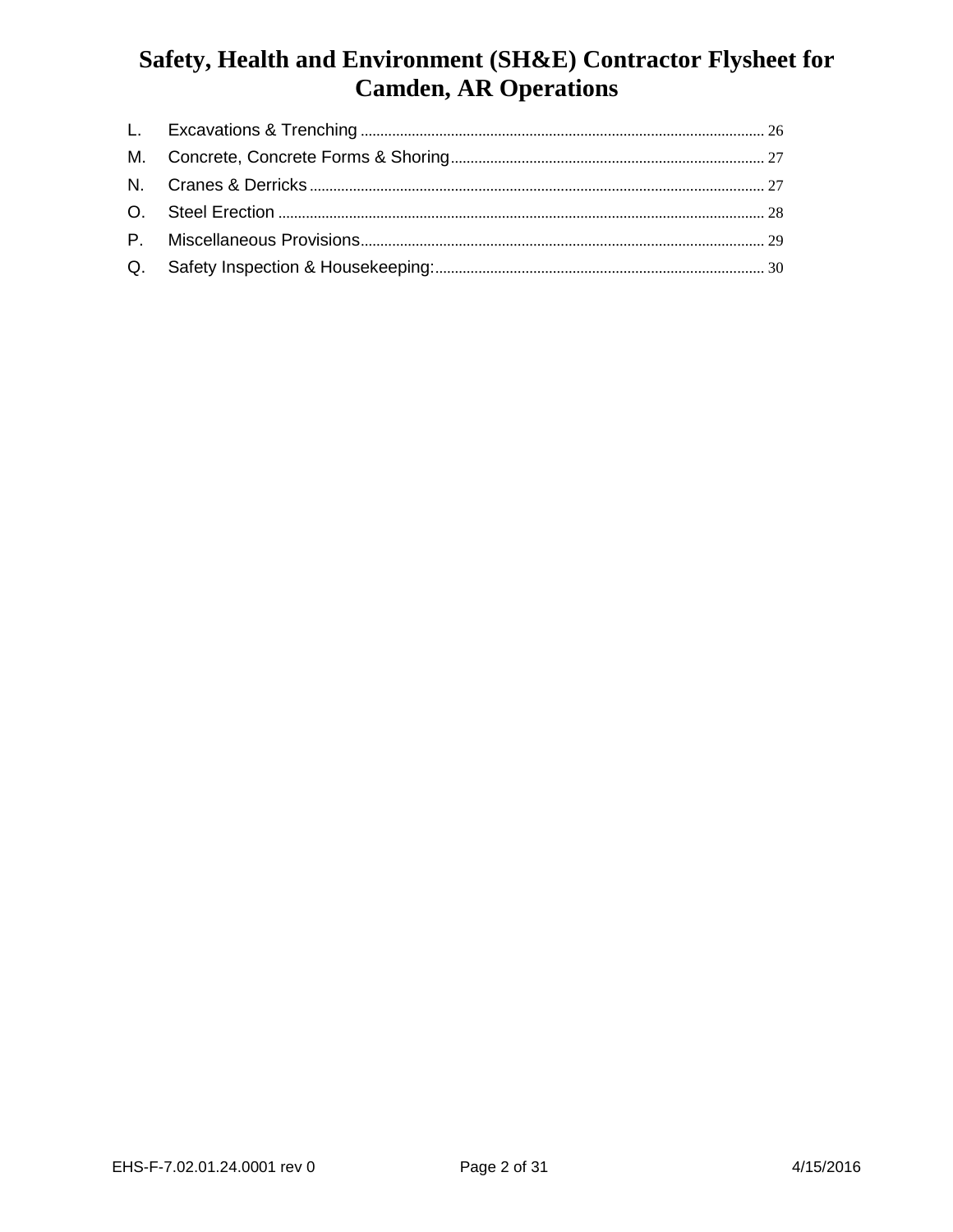L. Excavations & Trenching ....... 26

M. Concrete, Concrete Forms & Shoring ....... 27

N. Cranes & Derricks ....... 27

O. Steel Erection ....... 28

P. Miscellaneous Provisions ....... 29

Q. Safety Inspection & Housekeeping: ....... 30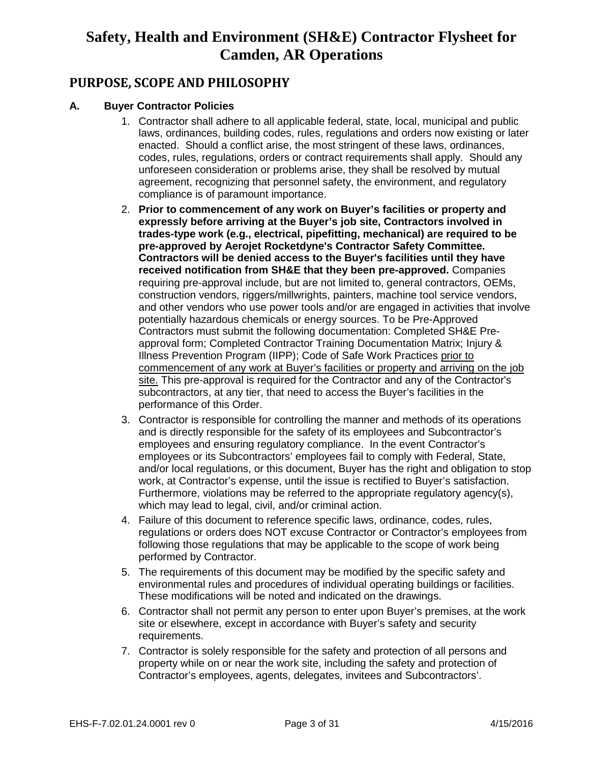# Safety, Health and Environment (SH&E) Contractor Flysheet for Camden, AR Operations

## PURPOSE, SCOPE AND PHILOSOPHY

### A. Buyer Contractor Policies

1. Contractor shall adhere to all applicable federal, state, local, municipal and public laws, ordinances, building codes, rules, regulations and orders now existing or later enacted. Should a conflict arise, the most stringent of these laws, ordinances, codes, rules, regulations, orders or contract requirements shall apply. Should any unforeseen consideration or problems arise, they shall be resolved by mutual agreement, recognizing that personnel safety, the environment, and regulatory compliance is of paramount importance.
2. **Prior to commencement of any work on Buyer's facilities or property and expressly before arriving at the Buyer's job site, Contractors involved in trades-type work (e.g., electrical, pipefitting, mechanical) are required to be pre-approved by Aerojet Rocketdyne's Contractor Safety Committee. Contractors will be denied access to the Buyer's facilities until they have received notification from SH&E that they been pre-approved.** Companies requiring pre-approval include, but are not limited to, general contractors, OEMs, construction vendors, riggers/millwrights, painters, machine tool service vendors, and other vendors who use power tools and/or are engaged in activities that involve potentially hazardous chemicals or energy sources. To be Pre-Approved Contractors must submit the following documentation: Completed SH&E Pre-approval form; Completed Contractor Training Documentation Matrix; Injury & Illness Prevention Program (IIPP); Code of Safe Work Practices <u>prior to commencement of any work at Buyer's facilities or property and arriving on the job site.</u> This pre-approval is required for the Contractor and any of the Contractor's subcontractors, at any tier, that need to access the Buyer's facilities in the performance of this Order.
3. Contractor is responsible for controlling the manner and methods of its operations and is directly responsible for the safety of its employees and Subcontractor's employees and ensuring regulatory compliance. In the event Contractor's employees or its Subcontractors' employees fail to comply with Federal, State, and/or local regulations, or this document, Buyer has the right and obligation to stop work, at Contractor's expense, until the issue is rectified to Buyer's satisfaction. Furthermore, violations may be referred to the appropriate regulatory agency(s), which may lead to legal, civil, and/or criminal action.
4. Failure of this document to reference specific laws, ordinance, codes, rules, regulations or orders does NOT excuse Contractor or Contractor's employees from following those regulations that may be applicable to the scope of work being performed by Contractor.
5. The requirements of this document may be modified by the specific safety and environmental rules and procedures of individual operating buildings or facilities. These modifications will be noted and indicated on the drawings.
6. Contractor shall not permit any person to enter upon Buyer's premises, at the work site or elsewhere, except in accordance with Buyer's safety and security requirements.
7. Contractor is solely responsible for the safety and protection of all persons and property while on or near the work site, including the safety and protection of Contractor's employees, agents, delegates, invitees and Subcontractors'.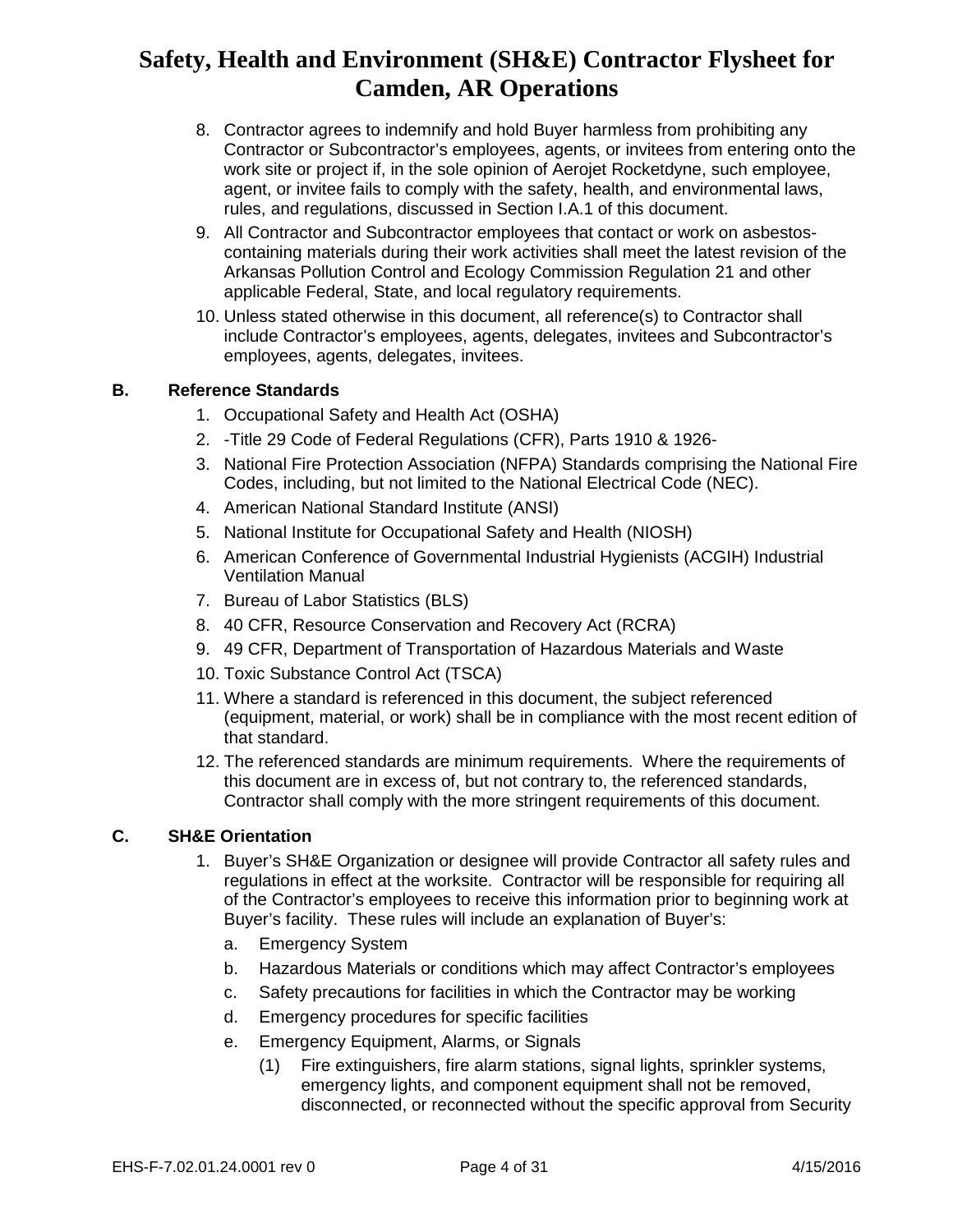8. Contractor agrees to indemnify and hold Buyer harmless from prohibiting any Contractor or Subcontractor's employees, agents, or invitees from entering onto the work site or project if, in the sole opinion of Aerojet Rocketdyne, such employee, agent, or invitee fails to comply with the safety, health, and environmental laws, rules, and regulations, discussed in Section I.A.1 of this document.
9. All Contractor and Subcontractor employees that contact or work on asbestos-containing materials during their work activities shall meet the latest revision of the Arkansas Pollution Control and Ecology Commission Regulation 21 and other applicable Federal, State, and local regulatory requirements.
10. Unless stated otherwise in this document, all reference(s) to Contractor shall include Contractor's employees, agents, delegates, invitees and Subcontractor's employees, agents, delegates, invitees.

### B. Reference Standards

1. Occupational Safety and Health Act (OSHA)
2. -Title 29 Code of Federal Regulations (CFR), Parts 1910 & 1926-
3. National Fire Protection Association (NFPA) Standards comprising the National Fire Codes, including, but not limited to the National Electrical Code (NEC).
4. American National Standard Institute (ANSI)
5. National Institute for Occupational Safety and Health (NIOSH)
6. American Conference of Governmental Industrial Hygienists (ACGIH) Industrial Ventilation Manual
7. Bureau of Labor Statistics (BLS)
8. 40 CFR, Resource Conservation and Recovery Act (RCRA)
9. 49 CFR, Department of Transportation of Hazardous Materials and Waste
10. Toxic Substance Control Act (TSCA)
11. Where a standard is referenced in this document, the subject referenced (equipment, material, or work) shall be in compliance with the most recent edition of that standard.
12. The referenced standards are minimum requirements. Where the requirements of this document are in excess of, but not contrary to, the referenced standards, Contractor shall comply with the more stringent requirements of this document.

### C. SH&E Orientation

1. Buyer's SH&E Organization or designee will provide Contractor all safety rules and regulations in effect at the worksite. Contractor will be responsible for requiring all of the Contractor's employees to receive this information prior to beginning work at Buyer's facility. These rules will include an explanation of Buyer's:
   a. Emergency System
   b. Hazardous Materials or conditions which may affect Contractor's employees
   c. Safety precautions for facilities in which the Contractor may be working
   d. Emergency procedures for specific facilities
   e. Emergency Equipment, Alarms, or Signals
      (1) Fire extinguishers, fire alarm stations, signal lights, sprinkler systems, emergency lights, and component equipment shall not be removed, disconnected, or reconnected without the specific approval from Security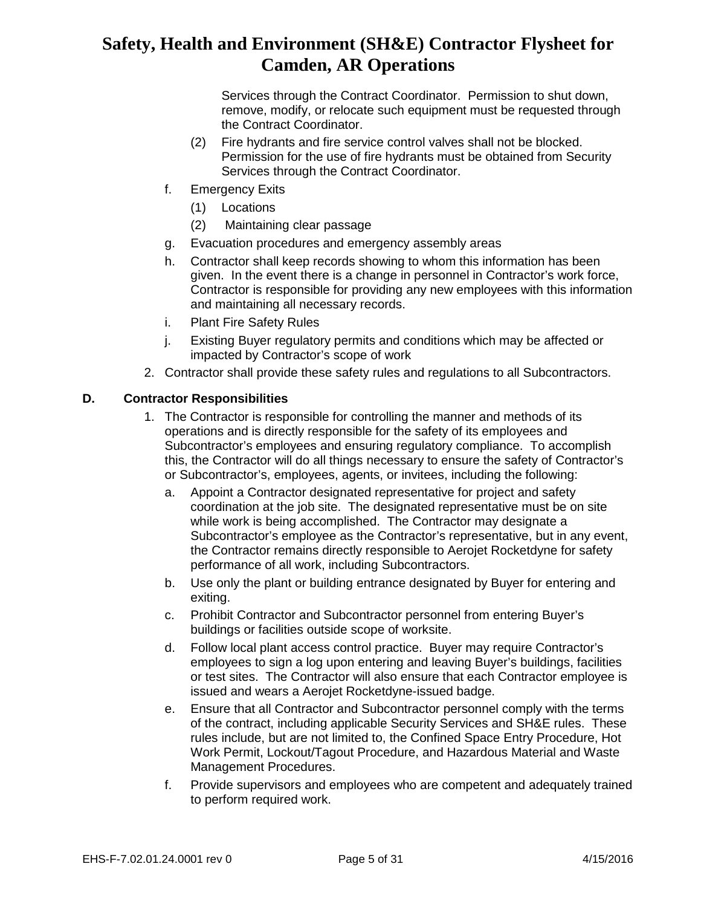Services through the Contract Coordinator. Permission to shut down, remove, modify, or relocate such equipment must be requested through the Contract Coordinator.

(2) Fire hydrants and fire service control valves shall not be blocked. Permission for the use of fire hydrants must be obtained from Security Services through the Contract Coordinator.

f. Emergency Exits

(1) Locations

(2) Maintaining clear passage

g. Evacuation procedures and emergency assembly areas

h. Contractor shall keep records showing to whom this information has been given. In the event there is a change in personnel in Contractor's work force, Contractor is responsible for providing any new employees with this information and maintaining all necessary records.

i. Plant Fire Safety Rules

j. Existing Buyer regulatory permits and conditions which may be affected or impacted by Contractor's scope of work

2. Contractor shall provide these safety rules and regulations to all Subcontractors.

**D. Contractor Responsibilities**

1. The Contractor is responsible for controlling the manner and methods of its operations and is directly responsible for the safety of its employees and Subcontractor's employees and ensuring regulatory compliance. To accomplish this, the Contractor will do all things necessary to ensure the safety of Contractor's or Subcontractor's, employees, agents, or invitees, including the following:

a. Appoint a Contractor designated representative for project and safety coordination at the job site. The designated representative must be on site while work is being accomplished. The Contractor may designate a Subcontractor's employee as the Contractor's representative, but in any event, the Contractor remains directly responsible to Aerojet Rocketdyne for safety performance of all work, including Subcontractors.

b. Use only the plant or building entrance designated by Buyer for entering and exiting.

c. Prohibit Contractor and Subcontractor personnel from entering Buyer's buildings or facilities outside scope of worksite.

d. Follow local plant access control practice. Buyer may require Contractor's employees to sign a log upon entering and leaving Buyer's buildings, facilities or test sites. The Contractor will also ensure that each Contractor employee is issued and wears a Aerojet Rocketdyne-issued badge.

e. Ensure that all Contractor and Subcontractor personnel comply with the terms of the contract, including applicable Security Services and SH&E rules. These rules include, but are not limited to, the Confined Space Entry Procedure, Hot Work Permit, Lockout/Tagout Procedure, and Hazardous Material and Waste Management Procedures.

f. Provide supervisors and employees who are competent and adequately trained to perform required work.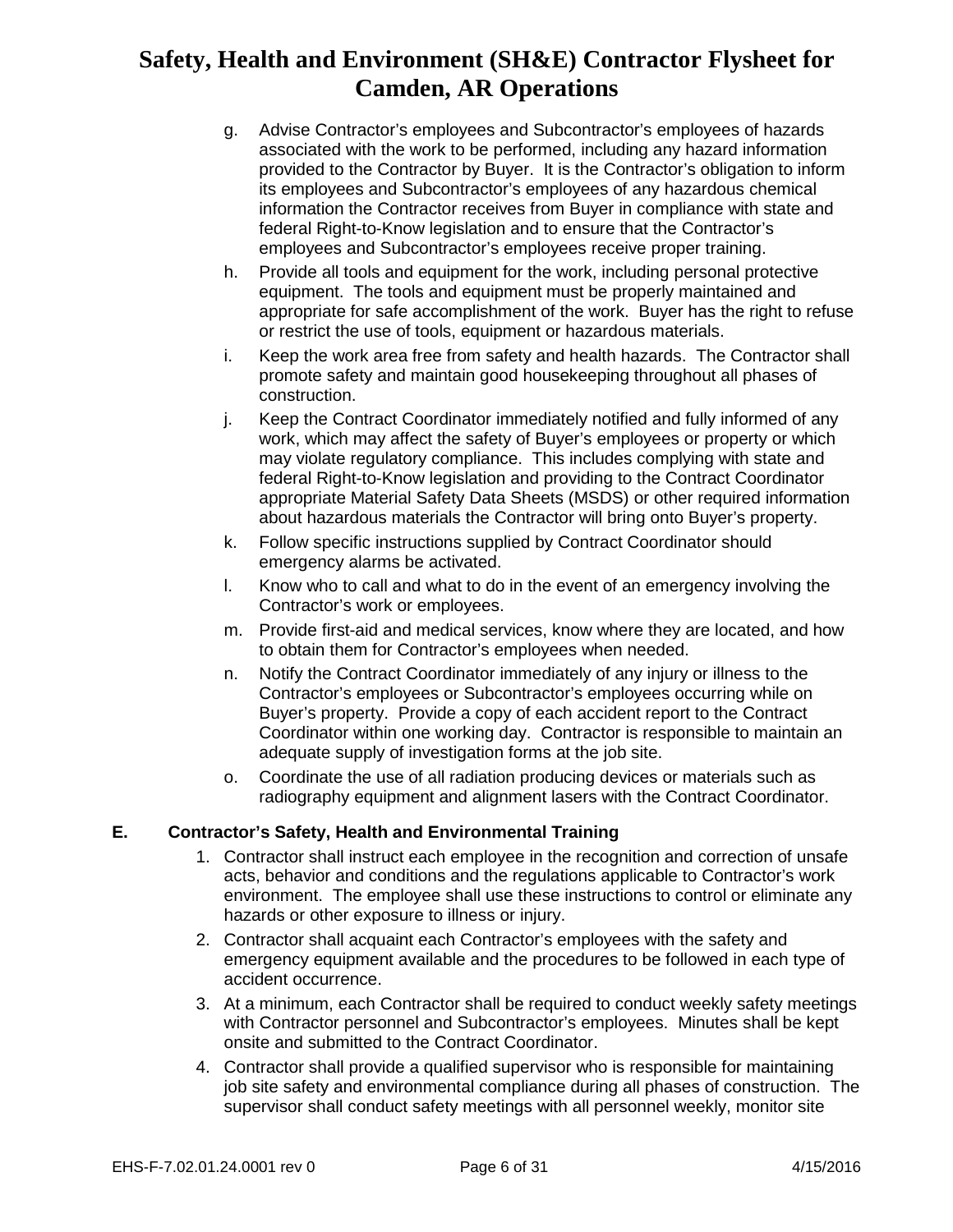g. Advise Contractor's employees and Subcontractor's employees of hazards associated with the work to be performed, including any hazard information provided to the Contractor by Buyer. It is the Contractor's obligation to inform its employees and Subcontractor's employees of any hazardous chemical information the Contractor receives from Buyer in compliance with state and federal Right-to-Know legislation and to ensure that the Contractor's employees and Subcontractor's employees receive proper training.

h. Provide all tools and equipment for the work, including personal protective equipment. The tools and equipment must be properly maintained and appropriate for safe accomplishment of the work. Buyer has the right to refuse or restrict the use of tools, equipment or hazardous materials.

i. Keep the work area free from safety and health hazards. The Contractor shall promote safety and maintain good housekeeping throughout all phases of construction.

j. Keep the Contract Coordinator immediately notified and fully informed of any work, which may affect the safety of Buyer's employees or property or which may violate regulatory compliance. This includes complying with state and federal Right-to-Know legislation and providing to the Contract Coordinator appropriate Material Safety Data Sheets (MSDS) or other required information about hazardous materials the Contractor will bring onto Buyer's property.

k. Follow specific instructions supplied by Contract Coordinator should emergency alarms be activated.

l. Know who to call and what to do in the event of an emergency involving the Contractor's work or employees.

m. Provide first-aid and medical services, know where they are located, and how to obtain them for Contractor's employees when needed.

n. Notify the Contract Coordinator immediately of any injury or illness to the Contractor's employees or Subcontractor's employees occurring while on Buyer's property. Provide a copy of each accident report to the Contract Coordinator within one working day. Contractor is responsible to maintain an adequate supply of investigation forms at the job site.

o. Coordinate the use of all radiation producing devices or materials such as radiography equipment and alignment lasers with the Contract Coordinator.

## E. Contractor's Safety, Health and Environmental Training

1. Contractor shall instruct each employee in the recognition and correction of unsafe acts, behavior and conditions and the regulations applicable to Contractor's work environment. The employee shall use these instructions to control or eliminate any hazards or other exposure to illness or injury.
2. Contractor shall acquaint each Contractor's employees with the safety and emergency equipment available and the procedures to be followed in each type of accident occurrence.
3. At a minimum, each Contractor shall be required to conduct weekly safety meetings with Contractor personnel and Subcontractor's employees. Minutes shall be kept onsite and submitted to the Contract Coordinator.
4. Contractor shall provide a qualified supervisor who is responsible for maintaining job site safety and environmental compliance during all phases of construction. The supervisor shall conduct safety meetings with all personnel weekly, monitor site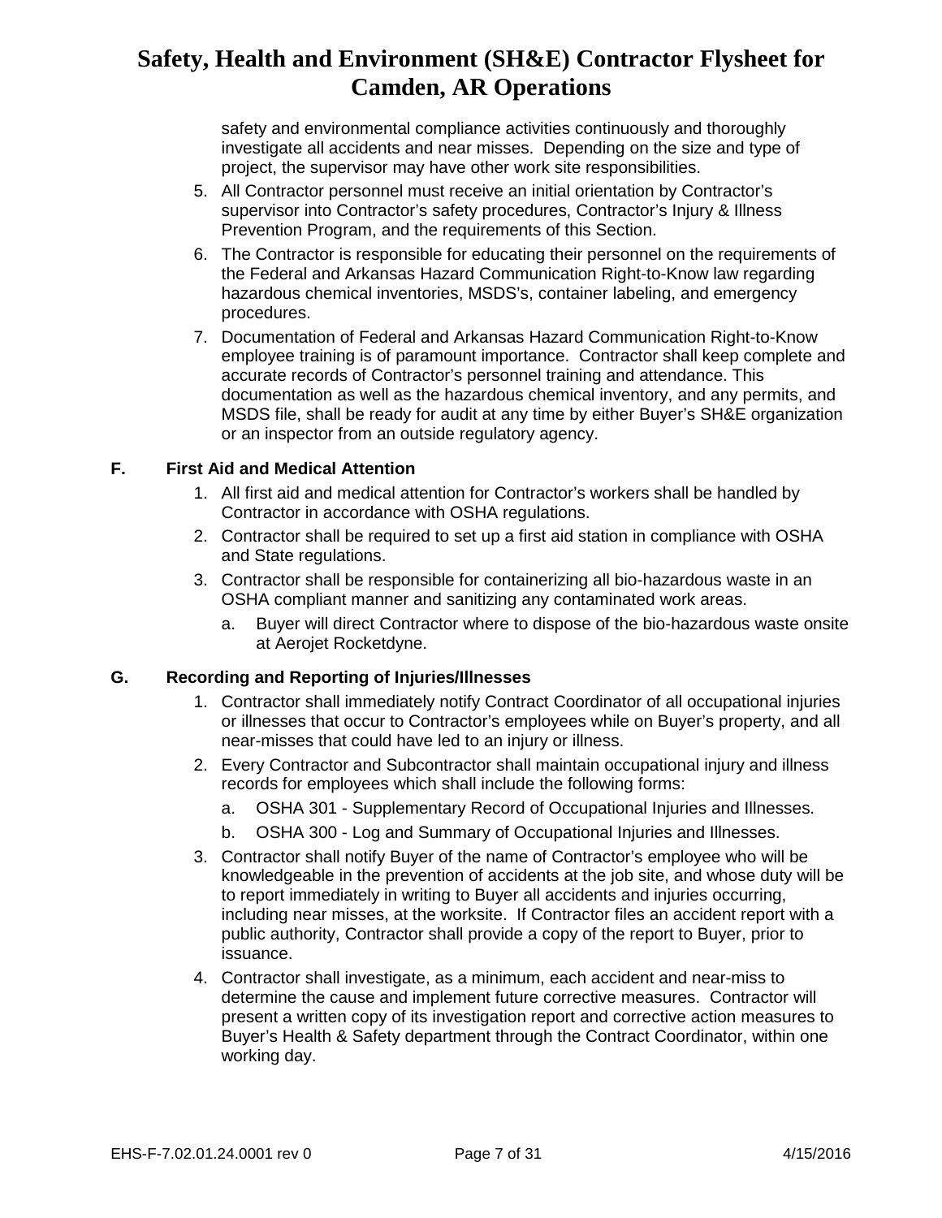safety and environmental compliance activities continuously and thoroughly investigate all accidents and near misses. Depending on the size and type of project, the supervisor may have other work site responsibilities.

5. All Contractor personnel must receive an initial orientation by Contractor's supervisor into Contractor's safety procedures, Contractor's Injury & Illness Prevention Program, and the requirements of this Section.
6. The Contractor is responsible for educating their personnel on the requirements of the Federal and Arkansas Hazard Communication Right-to-Know law regarding hazardous chemical inventories, MSDS's, container labeling, and emergency procedures.
7. Documentation of Federal and Arkansas Hazard Communication Right-to-Know employee training is of paramount importance. Contractor shall keep complete and accurate records of Contractor's personnel training and attendance. This documentation as well as the hazardous chemical inventory, and any permits, and MSDS file, shall be ready for audit at any time by either Buyer's SH&E organization or an inspector from an outside regulatory agency.

### F. First Aid and Medical Attention

1. All first aid and medical attention for Contractor's workers shall be handled by Contractor in accordance with OSHA regulations.
2. Contractor shall be required to set up a first aid station in compliance with OSHA and State regulations.
3. Contractor shall be responsible for containerizing all bio-hazardous waste in an OSHA compliant manner and sanitizing any contaminated work areas.
   a. Buyer will direct Contractor where to dispose of the bio-hazardous waste onsite at Aerojet Rocketdyne.

### G. Recording and Reporting of Injuries/Illnesses

1. Contractor shall immediately notify Contract Coordinator of all occupational injuries or illnesses that occur to Contractor's employees while on Buyer's property, and all near-misses that could have led to an injury or illness.
2. Every Contractor and Subcontractor shall maintain occupational injury and illness records for employees which shall include the following forms:
   a. OSHA 301 - Supplementary Record of Occupational Injuries and Illnesses.
   b. OSHA 300 - Log and Summary of Occupational Injuries and Illnesses.
3. Contractor shall notify Buyer of the name of Contractor's employee who will be knowledgeable in the prevention of accidents at the job site, and whose duty will be to report immediately in writing to Buyer all accidents and injuries occurring, including near misses, at the worksite. If Contractor files an accident report with a public authority, Contractor shall provide a copy of the report to Buyer, prior to issuance.
4. Contractor shall investigate, as a minimum, each accident and near-miss to determine the cause and implement future corrective measures. Contractor will present a written copy of its investigation report and corrective action measures to Buyer's Health & Safety department through the Contract Coordinator, within one working day.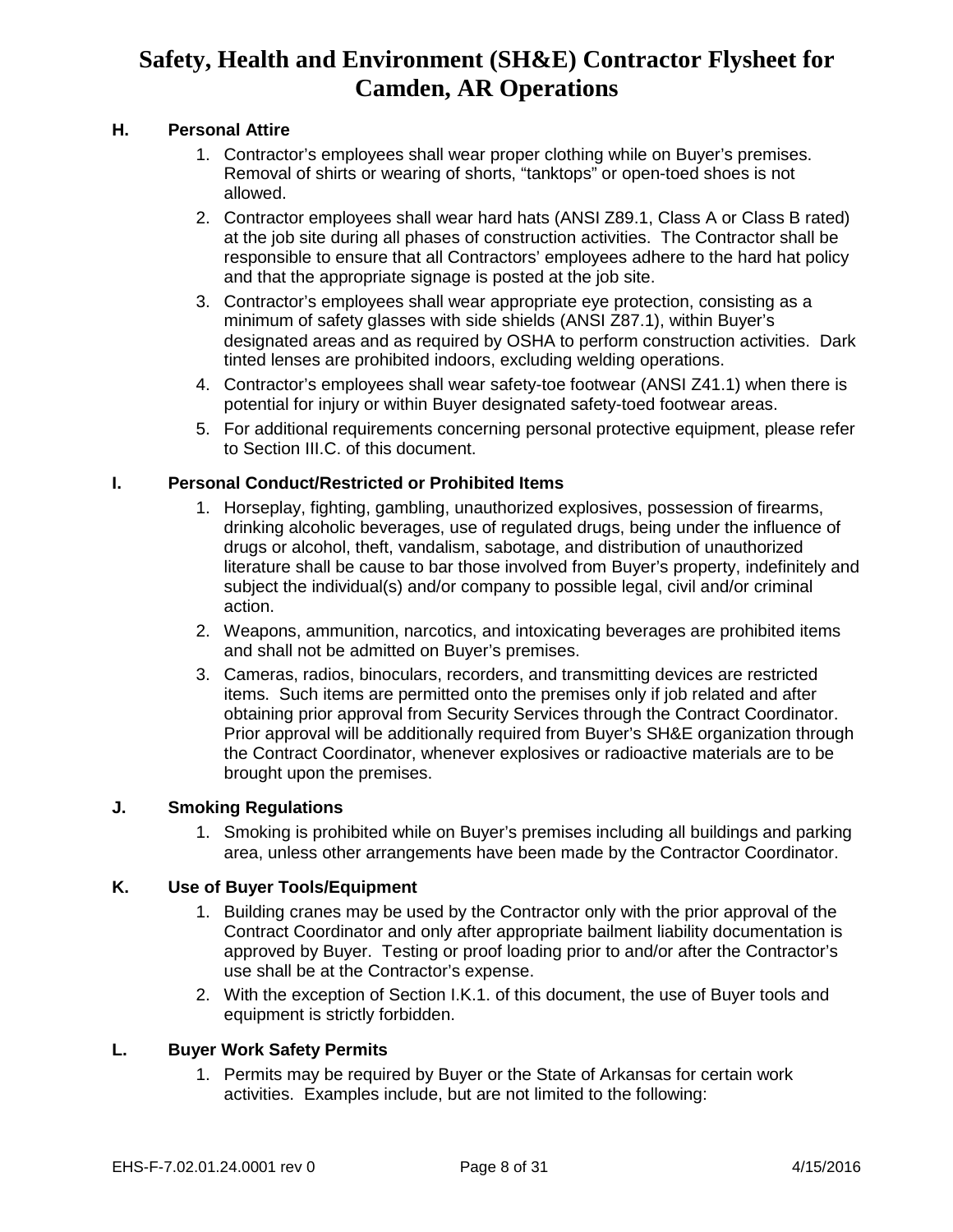### H. Personal Attire

1. Contractor's employees shall wear proper clothing while on Buyer's premises. Removal of shirts or wearing of shorts, "tanktops" or open-toed shoes is not allowed.
2. Contractor employees shall wear hard hats (ANSI Z89.1, Class A or Class B rated) at the job site during all phases of construction activities. The Contractor shall be responsible to ensure that all Contractors' employees adhere to the hard hat policy and that the appropriate signage is posted at the job site.
3. Contractor's employees shall wear appropriate eye protection, consisting as a minimum of safety glasses with side shields (ANSI Z87.1), within Buyer's designated areas and as required by OSHA to perform construction activities. Dark tinted lenses are prohibited indoors, excluding welding operations.
4. Contractor's employees shall wear safety-toe footwear (ANSI Z41.1) when there is potential for injury or within Buyer designated safety-toed footwear areas.
5. For additional requirements concerning personal protective equipment, please refer to Section III.C. of this document.

### I. Personal Conduct/Restricted or Prohibited Items

1. Horseplay, fighting, gambling, unauthorized explosives, possession of firearms, drinking alcoholic beverages, use of regulated drugs, being under the influence of drugs or alcohol, theft, vandalism, sabotage, and distribution of unauthorized literature shall be cause to bar those involved from Buyer's property, indefinitely and subject the individual(s) and/or company to possible legal, civil and/or criminal action.
2. Weapons, ammunition, narcotics, and intoxicating beverages are prohibited items and shall not be admitted on Buyer's premises.
3. Cameras, radios, binoculars, recorders, and transmitting devices are restricted items. Such items are permitted onto the premises only if job related and after obtaining prior approval from Security Services through the Contract Coordinator. Prior approval will be additionally required from Buyer's SH&E organization through the Contract Coordinator, whenever explosives or radioactive materials are to be brought upon the premises.

### J. Smoking Regulations

1. Smoking is prohibited while on Buyer's premises including all buildings and parking area, unless other arrangements have been made by the Contractor Coordinator.

### K. Use of Buyer Tools/Equipment

1. Building cranes may be used by the Contractor only with the prior approval of the Contract Coordinator and only after appropriate bailment liability documentation is approved by Buyer. Testing or proof loading prior to and/or after the Contractor's use shall be at the Contractor's expense.
2. With the exception of Section I.K.1. of this document, the use of Buyer tools and equipment is strictly forbidden.

### L. Buyer Work Safety Permits

1. Permits may be required by Buyer or the State of Arkansas for certain work activities. Examples include, but are not limited to the following: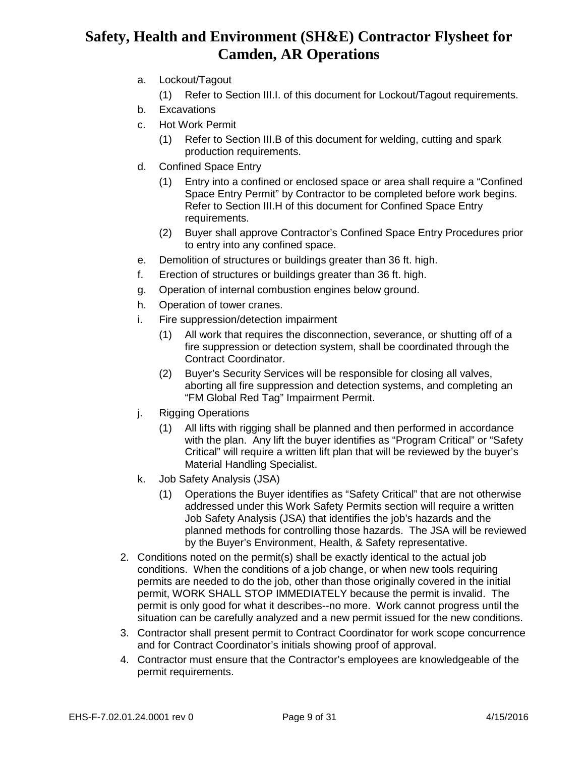a. Lockout/Tagout
   (1) Refer to Section III.I. of this document for Lockout/Tagout requirements.
b. Excavations
c. Hot Work Permit
   (1) Refer to Section III.B of this document for welding, cutting and spark production requirements.
d. Confined Space Entry
   (1) Entry into a confined or enclosed space or area shall require a "Confined Space Entry Permit" by Contractor to be completed before work begins. Refer to Section III.H of this document for Confined Space Entry requirements.
   (2) Buyer shall approve Contractor's Confined Space Entry Procedures prior to entry into any confined space.
e. Demolition of structures or buildings greater than 36 ft. high.
f. Erection of structures or buildings greater than 36 ft. high.
g. Operation of internal combustion engines below ground.
h. Operation of tower cranes.
i. Fire suppression/detection impairment
   (1) All work that requires the disconnection, severance, or shutting off of a fire suppression or detection system, shall be coordinated through the Contract Coordinator.
   (2) Buyer's Security Services will be responsible for closing all valves, aborting all fire suppression and detection systems, and completing an "FM Global Red Tag" Impairment Permit.
j. Rigging Operations
   (1) All lifts with rigging shall be planned and then performed in accordance with the plan. Any lift the buyer identifies as "Program Critical" or "Safety Critical" will require a written lift plan that will be reviewed by the buyer's Material Handling Specialist.
k. Job Safety Analysis (JSA)
   (1) Operations the Buyer identifies as "Safety Critical" that are not otherwise addressed under this Work Safety Permits section will require a written Job Safety Analysis (JSA) that identifies the job's hazards and the planned methods for controlling those hazards. The JSA will be reviewed by the Buyer's Environment, Health, & Safety representative.

2. Conditions noted on the permit(s) shall be exactly identical to the actual job conditions. When the conditions of a job change, or when new tools requiring permits are needed to do the job, other than those originally covered in the initial permit, WORK SHALL STOP IMMEDIATELY because the permit is invalid. The permit is only good for what it describes--no more. Work cannot progress until the situation can be carefully analyzed and a new permit issued for the new conditions.
3. Contractor shall present permit to Contract Coordinator for work scope concurrence and for Contract Coordinator's initials showing proof of approval.
4. Contractor must ensure that the Contractor's employees are knowledgeable of the permit requirements.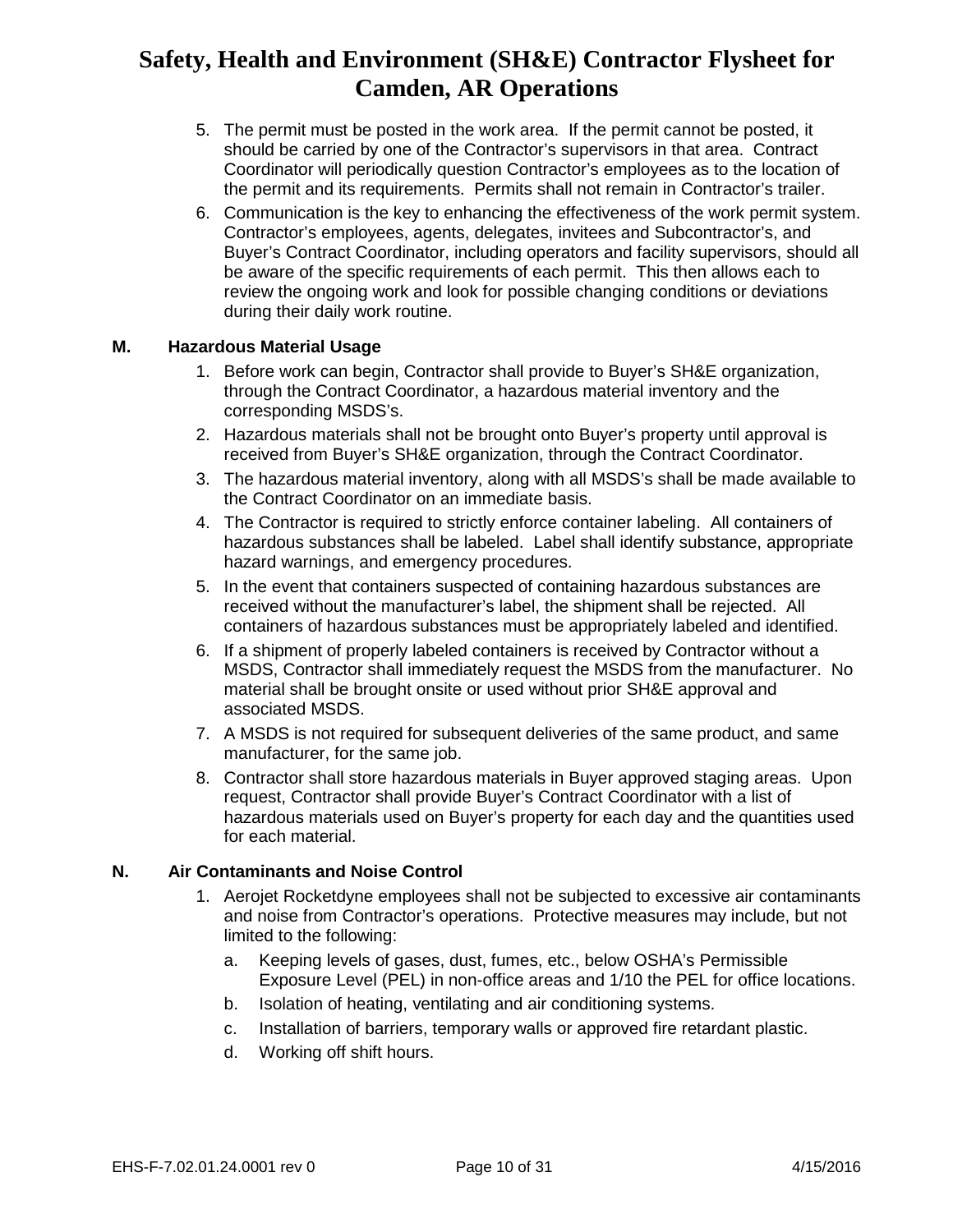5. The permit must be posted in the work area. If the permit cannot be posted, it should be carried by one of the Contractor's supervisors in that area. Contract Coordinator will periodically question Contractor's employees as to the location of the permit and its requirements. Permits shall not remain in Contractor's trailer.
6. Communication is the key to enhancing the effectiveness of the work permit system. Contractor's employees, agents, delegates, invitees and Subcontractor's, and Buyer's Contract Coordinator, including operators and facility supervisors, should all be aware of the specific requirements of each permit. This then allows each to review the ongoing work and look for possible changing conditions or deviations during their daily work routine.

### M. Hazardous Material Usage

1. Before work can begin, Contractor shall provide to Buyer's SH&E organization, through the Contract Coordinator, a hazardous material inventory and the corresponding MSDS's.
2. Hazardous materials shall not be brought onto Buyer's property until approval is received from Buyer's SH&E organization, through the Contract Coordinator.
3. The hazardous material inventory, along with all MSDS's shall be made available to the Contract Coordinator on an immediate basis.
4. The Contractor is required to strictly enforce container labeling. All containers of hazardous substances shall be labeled. Label shall identify substance, appropriate hazard warnings, and emergency procedures.
5. In the event that containers suspected of containing hazardous substances are received without the manufacturer's label, the shipment shall be rejected. All containers of hazardous substances must be appropriately labeled and identified.
6. If a shipment of properly labeled containers is received by Contractor without a MSDS, Contractor shall immediately request the MSDS from the manufacturer. No material shall be brought onsite or used without prior SH&E approval and associated MSDS.
7. A MSDS is not required for subsequent deliveries of the same product, and same manufacturer, for the same job.
8. Contractor shall store hazardous materials in Buyer approved staging areas. Upon request, Contractor shall provide Buyer's Contract Coordinator with a list of hazardous materials used on Buyer's property for each day and the quantities used for each material.

### N. Air Contaminants and Noise Control

1. Aerojet Rocketdyne employees shall not be subjected to excessive air contaminants and noise from Contractor's operations. Protective measures may include, but not limited to the following:
   a. Keeping levels of gases, dust, fumes, etc., below OSHA's Permissible Exposure Level (PEL) in non-office areas and 1/10 the PEL for office locations.
   b. Isolation of heating, ventilating and air conditioning systems.
   c. Installation of barriers, temporary walls or approved fire retardant plastic.
   d. Working off shift hours.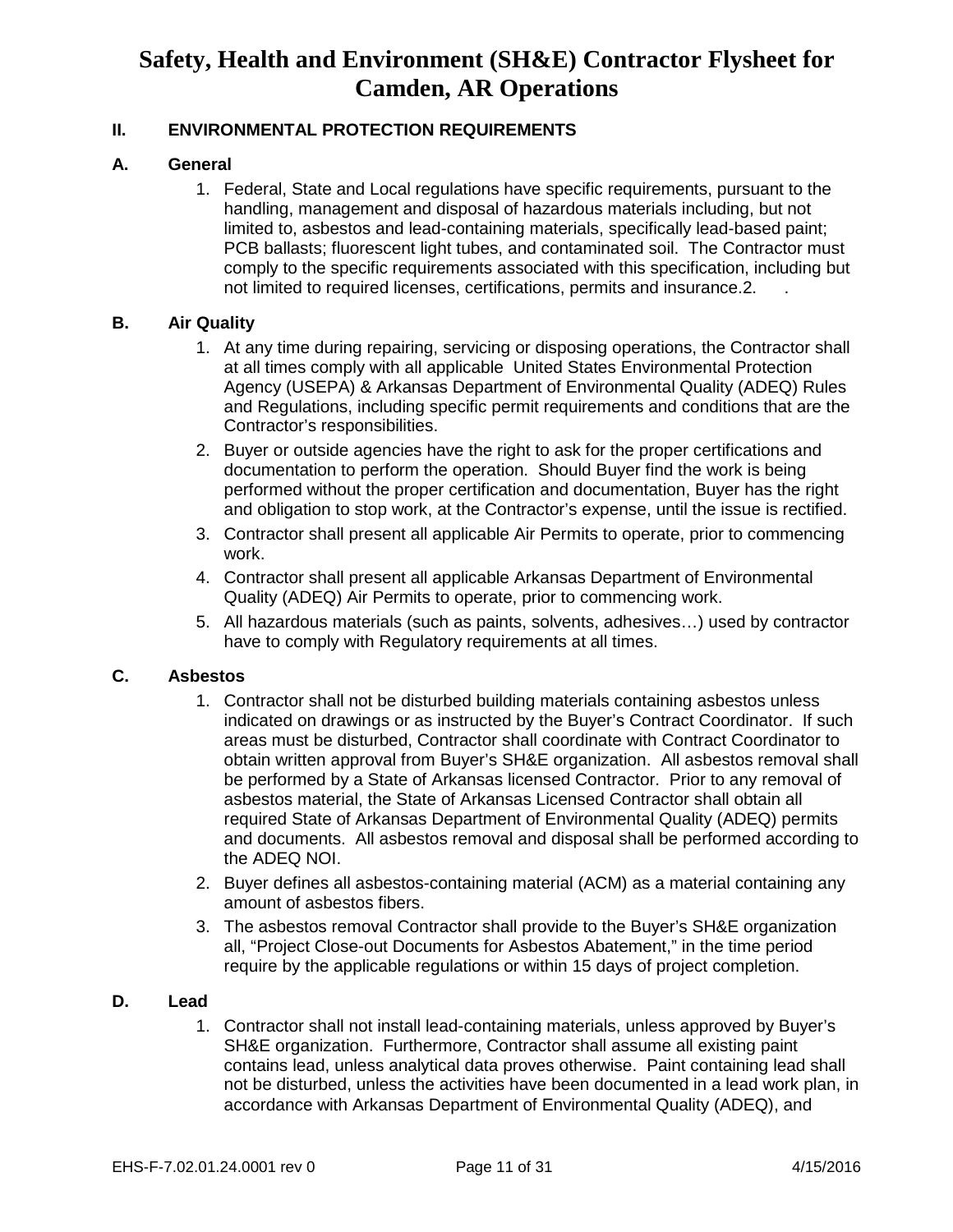# Safety, Health and Environment (SH&E) Contractor Flysheet for Camden, AR Operations

## II. ENVIRONMENTAL PROTECTION REQUIREMENTS

### A. General

1. Federal, State and Local regulations have specific requirements, pursuant to the handling, management and disposal of hazardous materials including, but not limited to, asbestos and lead-containing materials, specifically lead-based paint; PCB ballasts; fluorescent light tubes, and contaminated soil. The Contractor must comply to the specific requirements associated with this specification, including but not limited to required licenses, certifications, permits and insurance.2. .

### B. Air Quality

1. At any time during repairing, servicing or disposing operations, the Contractor shall at all times comply with all applicable United States Environmental Protection Agency (USEPA) & Arkansas Department of Environmental Quality (ADEQ) Rules and Regulations, including specific permit requirements and conditions that are the Contractor's responsibilities.
2. Buyer or outside agencies have the right to ask for the proper certifications and documentation to perform the operation. Should Buyer find the work is being performed without the proper certification and documentation, Buyer has the right and obligation to stop work, at the Contractor's expense, until the issue is rectified.
3. Contractor shall present all applicable Air Permits to operate, prior to commencing work.
4. Contractor shall present all applicable Arkansas Department of Environmental Quality (ADEQ) Air Permits to operate, prior to commencing work.
5. All hazardous materials (such as paints, solvents, adhesives…) used by contractor have to comply with Regulatory requirements at all times.

### C. Asbestos

1. Contractor shall not be disturbed building materials containing asbestos unless indicated on drawings or as instructed by the Buyer's Contract Coordinator. If such areas must be disturbed, Contractor shall coordinate with Contract Coordinator to obtain written approval from Buyer's SH&E organization. All asbestos removal shall be performed by a State of Arkansas licensed Contractor. Prior to any removal of asbestos material, the State of Arkansas Licensed Contractor shall obtain all required State of Arkansas Department of Environmental Quality (ADEQ) permits and documents. All asbestos removal and disposal shall be performed according to the ADEQ NOI.
2. Buyer defines all asbestos-containing material (ACM) as a material containing any amount of asbestos fibers.
3. The asbestos removal Contractor shall provide to the Buyer's SH&E organization all, "Project Close-out Documents for Asbestos Abatement," in the time period require by the applicable regulations or within 15 days of project completion.

### D. Lead

1. Contractor shall not install lead-containing materials, unless approved by Buyer's SH&E organization. Furthermore, Contractor shall assume all existing paint contains lead, unless analytical data proves otherwise. Paint containing lead shall not be disturbed, unless the activities have been documented in a lead work plan, in accordance with Arkansas Department of Environmental Quality (ADEQ), and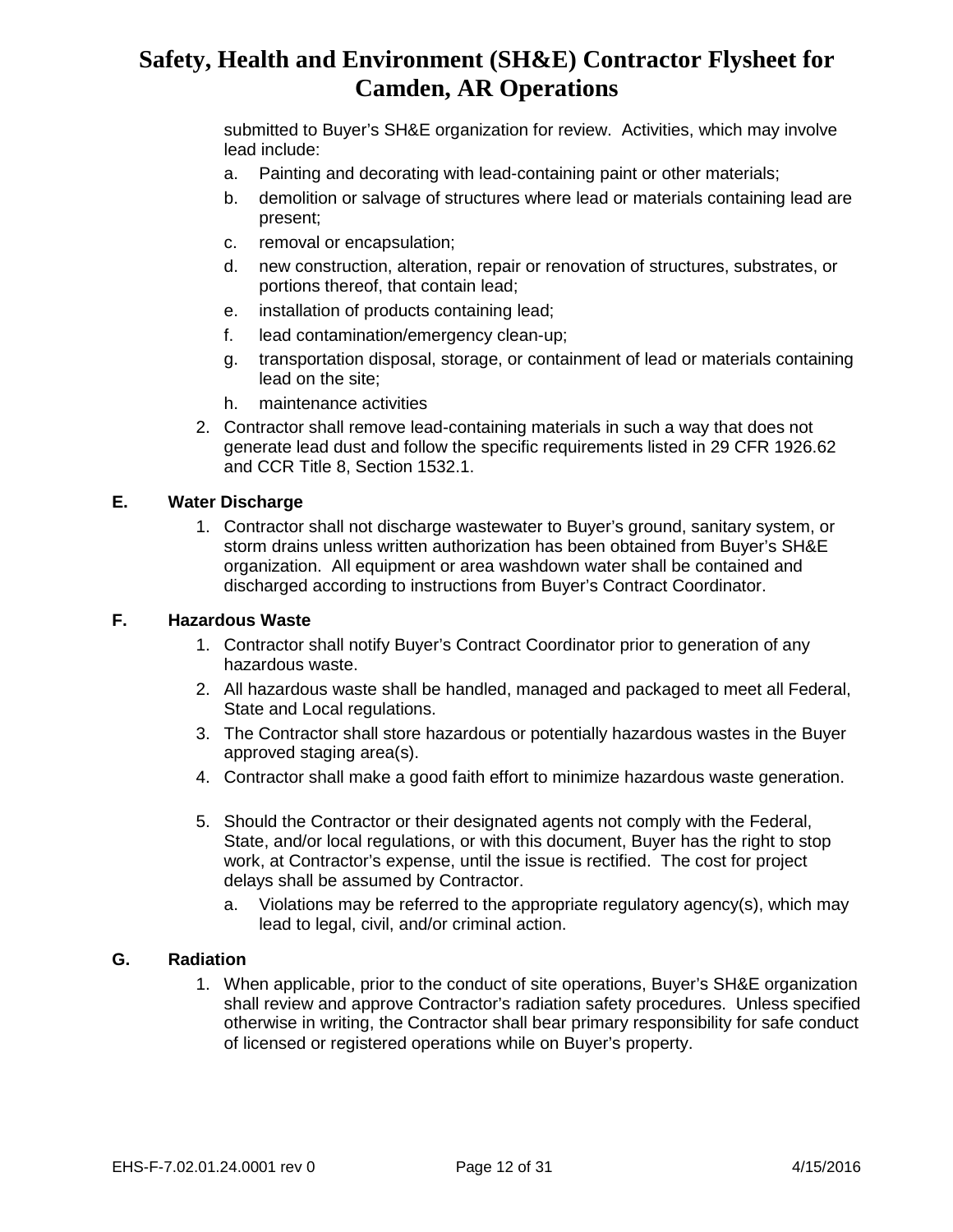submitted to Buyer's SH&E organization for review. Activities, which may involve lead include:

a. Painting and decorating with lead-containing paint or other materials;
b. demolition or salvage of structures where lead or materials containing lead are present;
c. removal or encapsulation;
d. new construction, alteration, repair or renovation of structures, substrates, or portions thereof, that contain lead;
e. installation of products containing lead;
f. lead contamination/emergency clean-up;
g. transportation disposal, storage, or containment of lead or materials containing lead on the site;
h. maintenance activities

2. Contractor shall remove lead-containing materials in such a way that does not generate lead dust and follow the specific requirements listed in 29 CFR 1926.62 and CCR Title 8, Section 1532.1.

### E. Water Discharge

1. Contractor shall not discharge wastewater to Buyer's ground, sanitary system, or storm drains unless written authorization has been obtained from Buyer's SH&E organization. All equipment or area washdown water shall be contained and discharged according to instructions from Buyer's Contract Coordinator.

### F. Hazardous Waste

1. Contractor shall notify Buyer's Contract Coordinator prior to generation of any hazardous waste.
2. All hazardous waste shall be handled, managed and packaged to meet all Federal, State and Local regulations.
3. The Contractor shall store hazardous or potentially hazardous wastes in the Buyer approved staging area(s).
4. Contractor shall make a good faith effort to minimize hazardous waste generation.
5. Should the Contractor or their designated agents not comply with the Federal, State, and/or local regulations, or with this document, Buyer has the right to stop work, at Contractor's expense, until the issue is rectified. The cost for project delays shall be assumed by Contractor.
   a. Violations may be referred to the appropriate regulatory agency(s), which may lead to legal, civil, and/or criminal action.

### G. Radiation

1. When applicable, prior to the conduct of site operations, Buyer's SH&E organization shall review and approve Contractor's radiation safety procedures. Unless specified otherwise in writing, the Contractor shall bear primary responsibility for safe conduct of licensed or registered operations while on Buyer's property.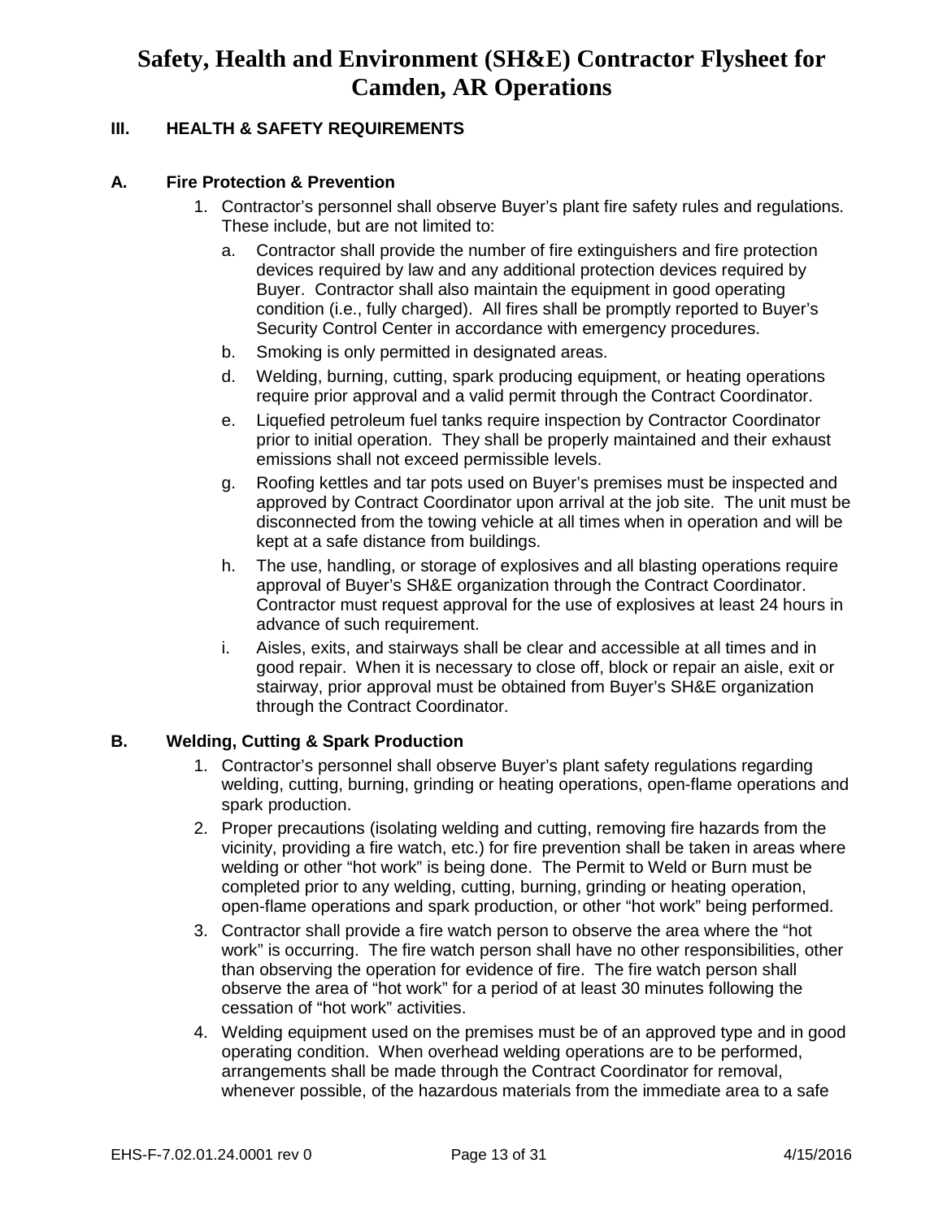# Safety, Health and Environment (SH&E) Contractor Flysheet for Camden, AR Operations

## III. HEALTH & SAFETY REQUIREMENTS

### A. Fire Protection & Prevention

1. Contractor's personnel shall observe Buyer's plant fire safety rules and regulations. These include, but are not limited to:
   a. Contractor shall provide the number of fire extinguishers and fire protection devices required by law and any additional protection devices required by Buyer. Contractor shall also maintain the equipment in good operating condition (i.e., fully charged). All fires shall be promptly reported to Buyer's Security Control Center in accordance with emergency procedures.
   b. Smoking is only permitted in designated areas.
   d. Welding, burning, cutting, spark producing equipment, or heating operations require prior approval and a valid permit through the Contract Coordinator.
   e. Liquefied petroleum fuel tanks require inspection by Contractor Coordinator prior to initial operation. They shall be properly maintained and their exhaust emissions shall not exceed permissible levels.
   g. Roofing kettles and tar pots used on Buyer's premises must be inspected and approved by Contract Coordinator upon arrival at the job site. The unit must be disconnected from the towing vehicle at all times when in operation and will be kept at a safe distance from buildings.
   h. The use, handling, or storage of explosives and all blasting operations require approval of Buyer's SH&E organization through the Contract Coordinator. Contractor must request approval for the use of explosives at least 24 hours in advance of such requirement.
   i. Aisles, exits, and stairways shall be clear and accessible at all times and in good repair. When it is necessary to close off, block or repair an aisle, exit or stairway, prior approval must be obtained from Buyer's SH&E organization through the Contract Coordinator.

### B. Welding, Cutting & Spark Production

1. Contractor's personnel shall observe Buyer's plant safety regulations regarding welding, cutting, burning, grinding or heating operations, open-flame operations and spark production.
2. Proper precautions (isolating welding and cutting, removing fire hazards from the vicinity, providing a fire watch, etc.) for fire prevention shall be taken in areas where welding or other "hot work" is being done. The Permit to Weld or Burn must be completed prior to any welding, cutting, burning, grinding or heating operation, open-flame operations and spark production, or other "hot work" being performed.
3. Contractor shall provide a fire watch person to observe the area where the "hot work" is occurring. The fire watch person shall have no other responsibilities, other than observing the operation for evidence of fire. The fire watch person shall observe the area of "hot work" for a period of at least 30 minutes following the cessation of "hot work" activities.
4. Welding equipment used on the premises must be of an approved type and in good operating condition. When overhead welding operations are to be performed, arrangements shall be made through the Contract Coordinator for removal, whenever possible, of the hazardous materials from the immediate area to a safe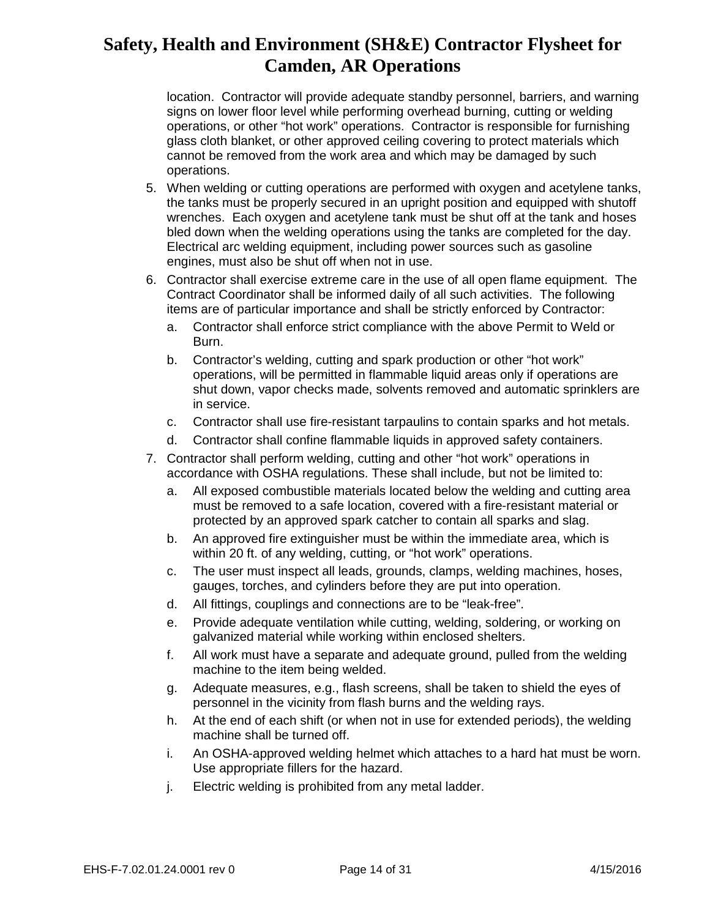location. Contractor will provide adequate standby personnel, barriers, and warning signs on lower floor level while performing overhead burning, cutting or welding operations, or other “hot work” operations. Contractor is responsible for furnishing glass cloth blanket, or other approved ceiling covering to protect materials which cannot be removed from the work area and which may be damaged by such operations.

5. When welding or cutting operations are performed with oxygen and acetylene tanks, the tanks must be properly secured in an upright position and equipped with shutoff wrenches. Each oxygen and acetylene tank must be shut off at the tank and hoses bled down when the welding operations using the tanks are completed for the day. Electrical arc welding equipment, including power sources such as gasoline engines, must also be shut off when not in use.
6. Contractor shall exercise extreme care in the use of all open flame equipment. The Contract Coordinator shall be informed daily of all such activities. The following items are of particular importance and shall be strictly enforced by Contractor:
   a. Contractor shall enforce strict compliance with the above Permit to Weld or Burn.
   b. Contractor’s welding, cutting and spark production or other “hot work” operations, will be permitted in flammable liquid areas only if operations are shut down, vapor checks made, solvents removed and automatic sprinklers are in service.
   c. Contractor shall use fire-resistant tarpaulins to contain sparks and hot metals.
   d. Contractor shall confine flammable liquids in approved safety containers.
7. Contractor shall perform welding, cutting and other “hot work” operations in accordance with OSHA regulations. These shall include, but not be limited to:
   a. All exposed combustible materials located below the welding and cutting area must be removed to a safe location, covered with a fire-resistant material or protected by an approved spark catcher to contain all sparks and slag.
   b. An approved fire extinguisher must be within the immediate area, which is within 20 ft. of any welding, cutting, or “hot work” operations.
   c. The user must inspect all leads, grounds, clamps, welding machines, hoses, gauges, torches, and cylinders before they are put into operation.
   d. All fittings, couplings and connections are to be “leak-free”.
   e. Provide adequate ventilation while cutting, welding, soldering, or working on galvanized material while working within enclosed shelters.
   f. All work must have a separate and adequate ground, pulled from the welding machine to the item being welded.
   g. Adequate measures, e.g., flash screens, shall be taken to shield the eyes of personnel in the vicinity from flash burns and the welding rays.
   h. At the end of each shift (or when not in use for extended periods), the welding machine shall be turned off.
   i. An OSHA-approved welding helmet which attaches to a hard hat must be worn. Use appropriate fillers for the hazard.
   j. Electric welding is prohibited from any metal ladder.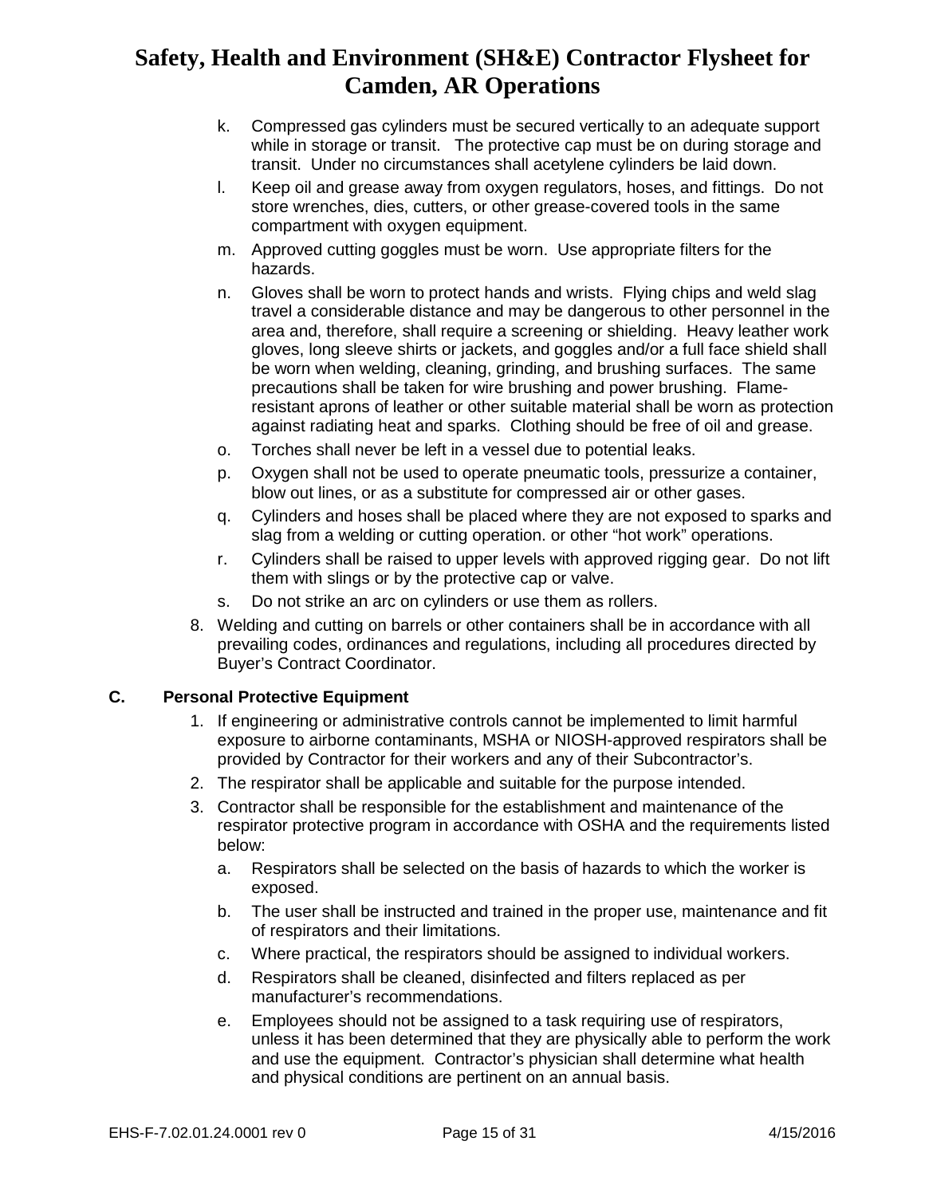k. Compressed gas cylinders must be secured vertically to an adequate support while in storage or transit. The protective cap must be on during storage and transit. Under no circumstances shall acetylene cylinders be laid down.

l. Keep oil and grease away from oxygen regulators, hoses, and fittings. Do not store wrenches, dies, cutters, or other grease-covered tools in the same compartment with oxygen equipment.

m. Approved cutting goggles must be worn. Use appropriate filters for the hazards.

n. Gloves shall be worn to protect hands and wrists. Flying chips and weld slag travel a considerable distance and may be dangerous to other personnel in the area and, therefore, shall require a screening or shielding. Heavy leather work gloves, long sleeve shirts or jackets, and goggles and/or a full face shield shall be worn when welding, cleaning, grinding, and brushing surfaces. The same precautions shall be taken for wire brushing and power brushing. Flame-resistant aprons of leather or other suitable material shall be worn as protection against radiating heat and sparks. Clothing should be free of oil and grease.

o. Torches shall never be left in a vessel due to potential leaks.

p. Oxygen shall not be used to operate pneumatic tools, pressurize a container, blow out lines, or as a substitute for compressed air or other gases.

q. Cylinders and hoses shall be placed where they are not exposed to sparks and slag from a welding or cutting operation. or other "hot work" operations.

r. Cylinders shall be raised to upper levels with approved rigging gear. Do not lift them with slings or by the protective cap or valve.

s. Do not strike an arc on cylinders or use them as rollers.

8. Welding and cutting on barrels or other containers shall be in accordance with all prevailing codes, ordinances and regulations, including all procedures directed by Buyer's Contract Coordinator.

## C. Personal Protective Equipment

1. If engineering or administrative controls cannot be implemented to limit harmful exposure to airborne contaminants, MSHA or NIOSH-approved respirators shall be provided by Contractor for their workers and any of their Subcontractor's.
2. The respirator shall be applicable and suitable for the purpose intended.
3. Contractor shall be responsible for the establishment and maintenance of the respirator protective program in accordance with OSHA and the requirements listed below:
   a. Respirators shall be selected on the basis of hazards to which the worker is exposed.
   b. The user shall be instructed and trained in the proper use, maintenance and fit of respirators and their limitations.
   c. Where practical, the respirators should be assigned to individual workers.
   d. Respirators shall be cleaned, disinfected and filters replaced as per manufacturer's recommendations.
   e. Employees should not be assigned to a task requiring use of respirators, unless it has been determined that they are physically able to perform the work and use the equipment. Contractor's physician shall determine what health and physical conditions are pertinent on an annual basis.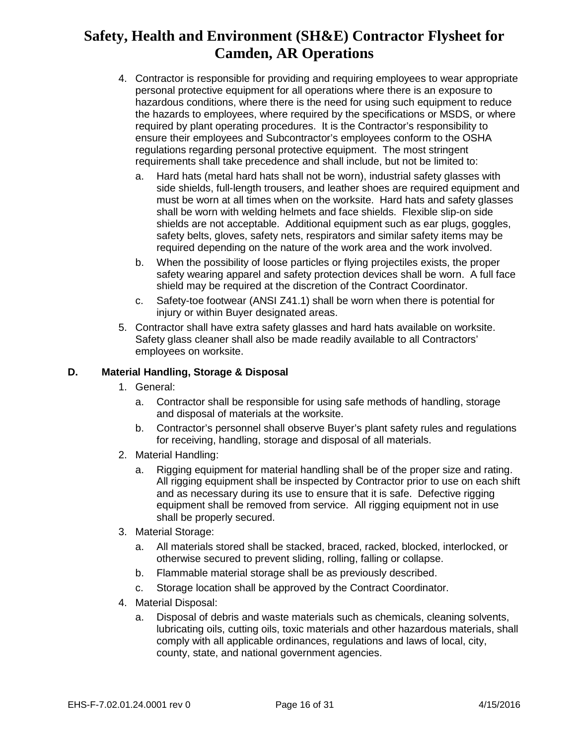4. Contractor is responsible for providing and requiring employees to wear appropriate personal protective equipment for all operations where there is an exposure to hazardous conditions, where there is the need for using such equipment to reduce the hazards to employees, where required by the specifications or MSDS, or where required by plant operating procedures. It is the Contractor's responsibility to ensure their employees and Subcontractor's employees conform to the OSHA regulations regarding personal protective equipment. The most stringent requirements shall take precedence and shall include, but not be limited to:

   a. Hard hats (metal hard hats shall not be worn), industrial safety glasses with side shields, full-length trousers, and leather shoes are required equipment and must be worn at all times when on the worksite. Hard hats and safety glasses shall be worn with welding helmets and face shields. Flexible slip-on side shields are not acceptable. Additional equipment such as ear plugs, goggles, safety belts, gloves, safety nets, respirators and similar safety items may be required depending on the nature of the work area and the work involved.

   b. When the possibility of loose particles or flying projectiles exists, the proper safety wearing apparel and safety protection devices shall be worn. A full face shield may be required at the discretion of the Contract Coordinator.

   c. Safety-toe footwear (ANSI Z41.1) shall be worn when there is potential for injury or within Buyer designated areas.

5. Contractor shall have extra safety glasses and hard hats available on worksite. Safety glass cleaner shall also be made readily available to all Contractors' employees on worksite.

**D. Material Handling, Storage & Disposal**

1. General:

   a. Contractor shall be responsible for using safe methods of handling, storage and disposal of materials at the worksite.

   b. Contractor's personnel shall observe Buyer's plant safety rules and regulations for receiving, handling, storage and disposal of all materials.

2. Material Handling:

   a. Rigging equipment for material handling shall be of the proper size and rating. All rigging equipment shall be inspected by Contractor prior to use on each shift and as necessary during its use to ensure that it is safe. Defective rigging equipment shall be removed from service. All rigging equipment not in use shall be properly secured.

3. Material Storage:

   a. All materials stored shall be stacked, braced, racked, blocked, interlocked, or otherwise secured to prevent sliding, rolling, falling or collapse.

   b. Flammable material storage shall be as previously described.

   c. Storage location shall be approved by the Contract Coordinator.

4. Material Disposal:

   a. Disposal of debris and waste materials such as chemicals, cleaning solvents, lubricating oils, cutting oils, toxic materials and other hazardous materials, shall comply with all applicable ordinances, regulations and laws of local, city, county, state, and national government agencies.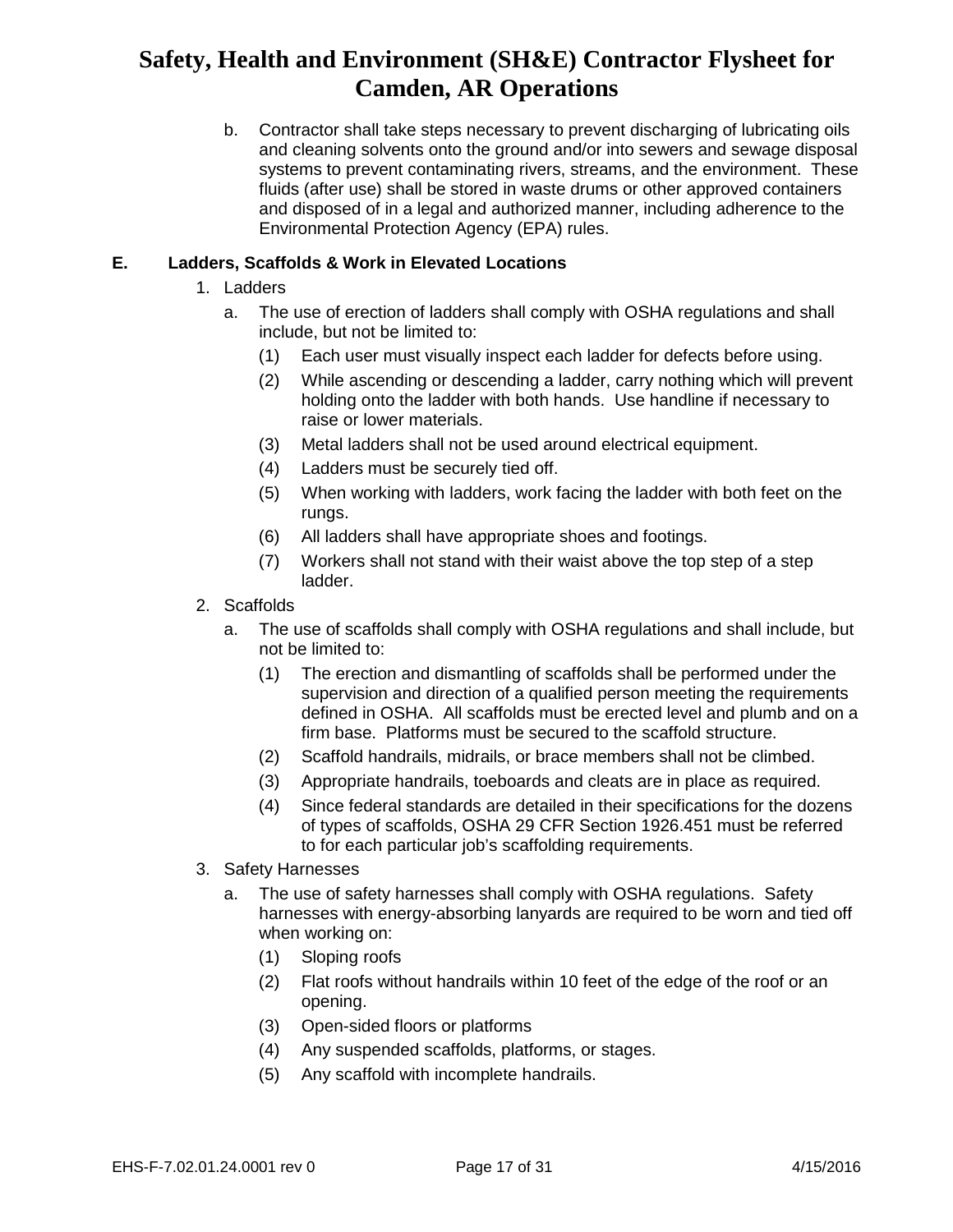b. Contractor shall take steps necessary to prevent discharging of lubricating oils and cleaning solvents onto the ground and/or into sewers and sewage disposal systems to prevent contaminating rivers, streams, and the environment. These fluids (after use) shall be stored in waste drums or other approved containers and disposed of in a legal and authorized manner, including adherence to the Environmental Protection Agency (EPA) rules.

## E. Ladders, Scaffolds & Work in Elevated Locations

1. Ladders
   a. The use of erection of ladders shall comply with OSHA regulations and shall include, but not be limited to:
      (1) Each user must visually inspect each ladder for defects before using.
      (2) While ascending or descending a ladder, carry nothing which will prevent holding onto the ladder with both hands. Use handline if necessary to raise or lower materials.
      (3) Metal ladders shall not be used around electrical equipment.
      (4) Ladders must be securely tied off.
      (5) When working with ladders, work facing the ladder with both feet on the rungs.
      (6) All ladders shall have appropriate shoes and footings.
      (7) Workers shall not stand with their waist above the top step of a step ladder.
2. Scaffolds
   a. The use of scaffolds shall comply with OSHA regulations and shall include, but not be limited to:
      (1) The erection and dismantling of scaffolds shall be performed under the supervision and direction of a qualified person meeting the requirements defined in OSHA. All scaffolds must be erected level and plumb and on a firm base. Platforms must be secured to the scaffold structure.
      (2) Scaffold handrails, midrails, or brace members shall not be climbed.
      (3) Appropriate handrails, toeboards and cleats are in place as required.
      (4) Since federal standards are detailed in their specifications for the dozens of types of scaffolds, OSHA 29 CFR Section 1926.451 must be referred to for each particular job's scaffolding requirements.
3. Safety Harnesses
   a. The use of safety harnesses shall comply with OSHA regulations. Safety harnesses with energy-absorbing lanyards are required to be worn and tied off when working on:
      (1) Sloping roofs
      (2) Flat roofs without handrails within 10 feet of the edge of the roof or an opening.
      (3) Open-sided floors or platforms
      (4) Any suspended scaffolds, platforms, or stages.
      (5) Any scaffold with incomplete handrails.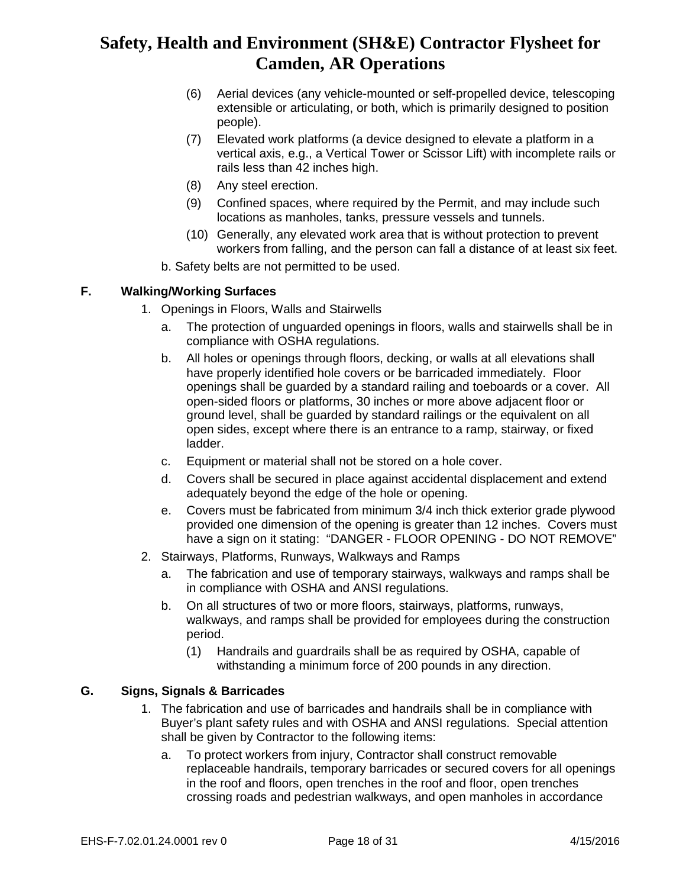(6) Aerial devices (any vehicle-mounted or self-propelled device, telescoping extensible or articulating, or both, which is primarily designed to position people).

(7) Elevated work platforms (a device designed to elevate a platform in a vertical axis, e.g., a Vertical Tower or Scissor Lift) with incomplete rails or rails less than 42 inches high.

(8) Any steel erection.

(9) Confined spaces, where required by the Permit, and may include such locations as manholes, tanks, pressure vessels and tunnels.

(10) Generally, any elevated work area that is without protection to prevent workers from falling, and the person can fall a distance of at least six feet.

b. Safety belts are not permitted to be used.

## F. Walking/Working Surfaces

1. Openings in Floors, Walls and Stairwells
   a. The protection of unguarded openings in floors, walls and stairwells shall be in compliance with OSHA regulations.
   b. All holes or openings through floors, decking, or walls at all elevations shall have properly identified hole covers or be barricaded immediately. Floor openings shall be guarded by a standard railing and toeboards or a cover. All open-sided floors or platforms, 30 inches or more above adjacent floor or ground level, shall be guarded by standard railings or the equivalent on all open sides, except where there is an entrance to a ramp, stairway, or fixed ladder.
   c. Equipment or material shall not be stored on a hole cover.
   d. Covers shall be secured in place against accidental displacement and extend adequately beyond the edge of the hole or opening.
   e. Covers must be fabricated from minimum 3/4 inch thick exterior grade plywood provided one dimension of the opening is greater than 12 inches. Covers must have a sign on it stating: "DANGER - FLOOR OPENING - DO NOT REMOVE"
2. Stairways, Platforms, Runways, Walkways and Ramps
   a. The fabrication and use of temporary stairways, walkways and ramps shall be in compliance with OSHA and ANSI regulations.
   b. On all structures of two or more floors, stairways, platforms, runways, walkways, and ramps shall be provided for employees during the construction period.
      (1) Handrails and guardrails shall be as required by OSHA, capable of withstanding a minimum force of 200 pounds in any direction.

## G. Signs, Signals & Barricades

1. The fabrication and use of barricades and handrails shall be in compliance with Buyer's plant safety rules and with OSHA and ANSI regulations. Special attention shall be given by Contractor to the following items:
   a. To protect workers from injury, Contractor shall construct removable replaceable handrails, temporary barricades or secured covers for all openings in the roof and floors, open trenches in the roof and floor, open trenches crossing roads and pedestrian walkways, and open manholes in accordance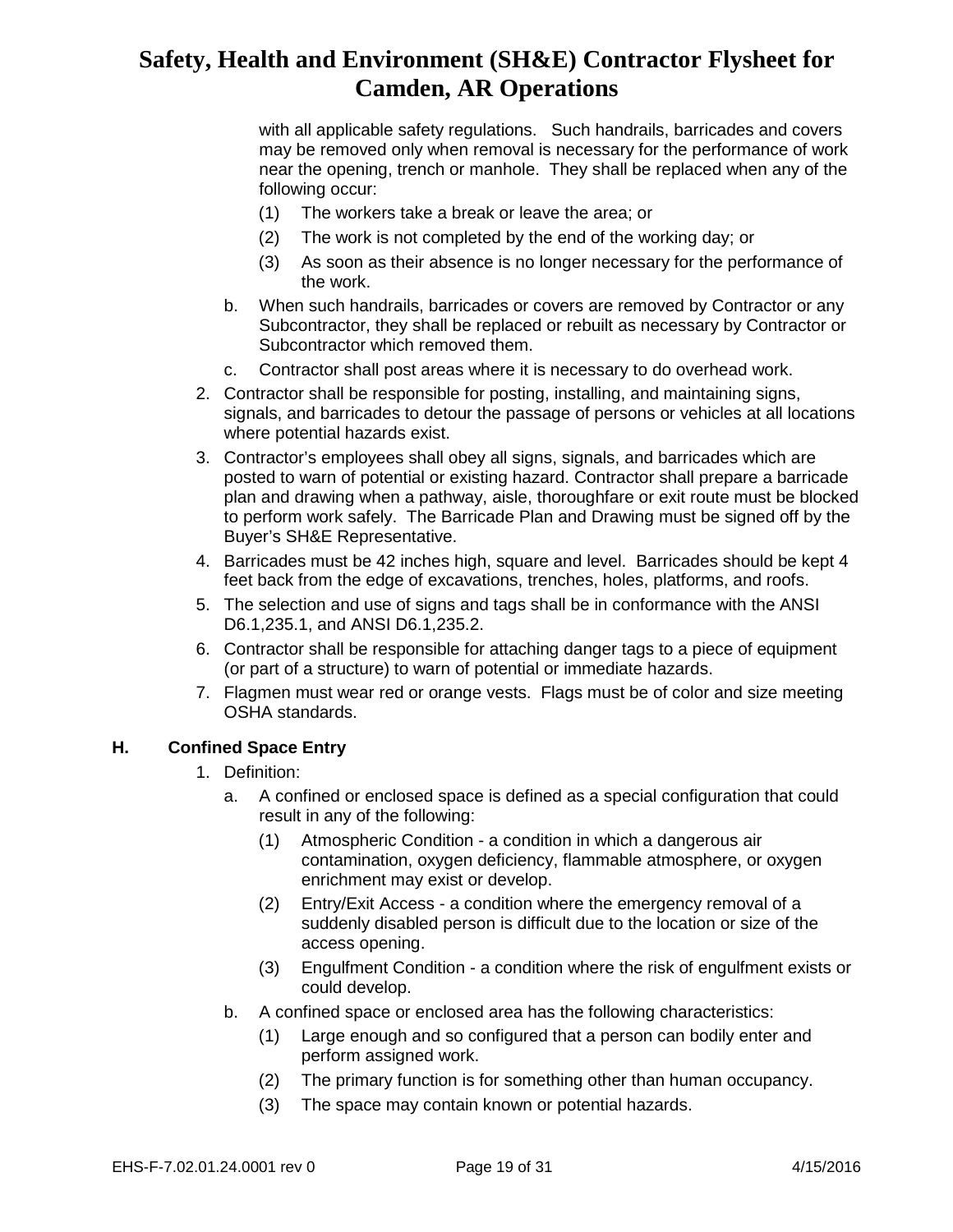with all applicable safety regulations. Such handrails, barricades and covers may be removed only when removal is necessary for the performance of work near the opening, trench or manhole. They shall be replaced when any of the following occur:

  (1) The workers take a break or leave the area; or

  (2) The work is not completed by the end of the working day; or

  (3) As soon as their absence is no longer necessary for the performance of the work.

b. When such handrails, barricades or covers are removed by Contractor or any Subcontractor, they shall be replaced or rebuilt as necessary by Contractor or Subcontractor which removed them.

c. Contractor shall post areas where it is necessary to do overhead work.

2. Contractor shall be responsible for posting, installing, and maintaining signs, signals, and barricades to detour the passage of persons or vehicles at all locations where potential hazards exist.
3. Contractor's employees shall obey all signs, signals, and barricades which are posted to warn of potential or existing hazard. Contractor shall prepare a barricade plan and drawing when a pathway, aisle, thoroughfare or exit route must be blocked to perform work safely. The Barricade Plan and Drawing must be signed off by the Buyer's SH&E Representative.
4. Barricades must be 42 inches high, square and level. Barricades should be kept 4 feet back from the edge of excavations, trenches, holes, platforms, and roofs.
5. The selection and use of signs and tags shall be in conformance with the ANSI D6.1,235.1, and ANSI D6.1,235.2.
6. Contractor shall be responsible for attaching danger tags to a piece of equipment (or part of a structure) to warn of potential or immediate hazards.
7. Flagmen must wear red or orange vests. Flags must be of color and size meeting OSHA standards.

## H. Confined Space Entry

1. Definition:

   a. A confined or enclosed space is defined as a special configuration that could result in any of the following:

      (1) Atmospheric Condition - a condition in which a dangerous air contamination, oxygen deficiency, flammable atmosphere, or oxygen enrichment may exist or develop.

      (2) Entry/Exit Access - a condition where the emergency removal of a suddenly disabled person is difficult due to the location or size of the access opening.

      (3) Engulfment Condition - a condition where the risk of engulfment exists or could develop.

   b. A confined space or enclosed area has the following characteristics:

      (1) Large enough and so configured that a person can bodily enter and perform assigned work.

      (2) The primary function is for something other than human occupancy.

      (3) The space may contain known or potential hazards.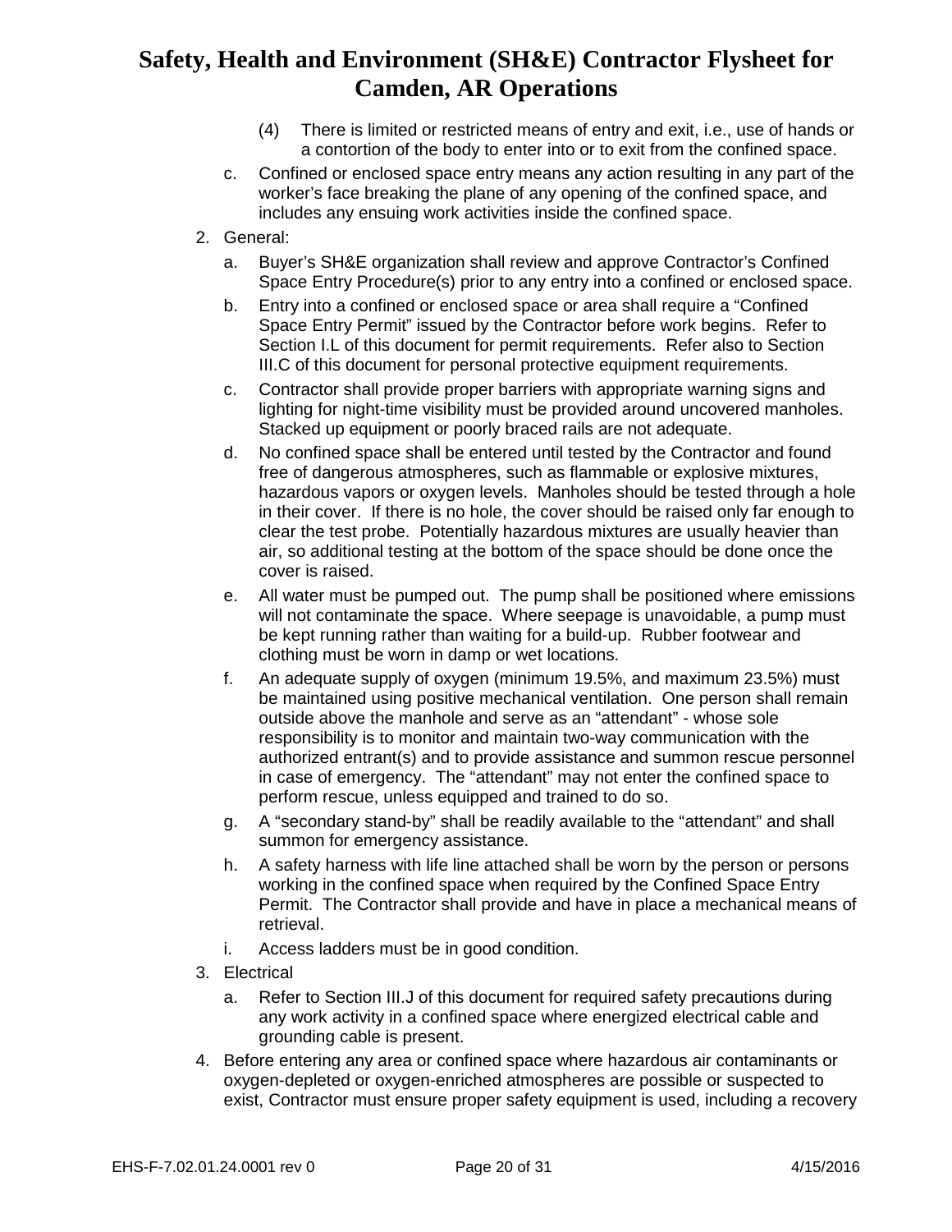(4) There is limited or restricted means of entry and exit, i.e., use of hands or a contortion of the body to enter into or to exit from the confined space.

c. Confined or enclosed space entry means any action resulting in any part of the worker's face breaking the plane of any opening of the confined space, and includes any ensuing work activities inside the confined space.

2. General:

   a. Buyer's SH&E organization shall review and approve Contractor's Confined Space Entry Procedure(s) prior to any entry into a confined or enclosed space.

   b. Entry into a confined or enclosed space or area shall require a "Confined Space Entry Permit" issued by the Contractor before work begins. Refer to Section I.L of this document for permit requirements. Refer also to Section III.C of this document for personal protective equipment requirements.

   c. Contractor shall provide proper barriers with appropriate warning signs and lighting for night-time visibility must be provided around uncovered manholes. Stacked up equipment or poorly braced rails are not adequate.

   d. No confined space shall be entered until tested by the Contractor and found free of dangerous atmospheres, such as flammable or explosive mixtures, hazardous vapors or oxygen levels. Manholes should be tested through a hole in their cover. If there is no hole, the cover should be raised only far enough to clear the test probe. Potentially hazardous mixtures are usually heavier than air, so additional testing at the bottom of the space should be done once the cover is raised.

   e. All water must be pumped out. The pump shall be positioned where emissions will not contaminate the space. Where seepage is unavoidable, a pump must be kept running rather than waiting for a build-up. Rubber footwear and clothing must be worn in damp or wet locations.

   f. An adequate supply of oxygen (minimum 19.5%, and maximum 23.5%) must be maintained using positive mechanical ventilation. One person shall remain outside above the manhole and serve as an "attendant" - whose sole responsibility is to monitor and maintain two-way communication with the authorized entrant(s) and to provide assistance and summon rescue personnel in case of emergency. The "attendant" may not enter the confined space to perform rescue, unless equipped and trained to do so.

   g. A "secondary stand-by" shall be readily available to the "attendant" and shall summon for emergency assistance.

   h. A safety harness with life line attached shall be worn by the person or persons working in the confined space when required by the Confined Space Entry Permit. The Contractor shall provide and have in place a mechanical means of retrieval.

   i. Access ladders must be in good condition.

3. Electrical

   a. Refer to Section III.J of this document for required safety precautions during any work activity in a confined space where energized electrical cable and grounding cable is present.

4. Before entering any area or confined space where hazardous air contaminants or oxygen-depleted or oxygen-enriched atmospheres are possible or suspected to exist, Contractor must ensure proper safety equipment is used, including a recovery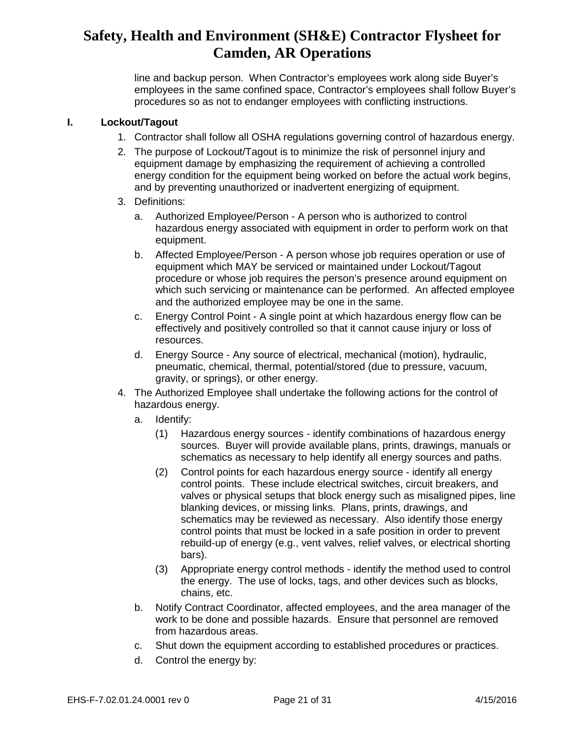line and backup person. When Contractor's employees work along side Buyer's employees in the same confined space, Contractor's employees shall follow Buyer's procedures so as not to endanger employees with conflicting instructions.

## I. Lockout/Tagout

1. Contractor shall follow all OSHA regulations governing control of hazardous energy.
2. The purpose of Lockout/Tagout is to minimize the risk of personnel injury and equipment damage by emphasizing the requirement of achieving a controlled energy condition for the equipment being worked on before the actual work begins, and by preventing unauthorized or inadvertent energizing of equipment.
3. Definitions:
   a. Authorized Employee/Person - A person who is authorized to control hazardous energy associated with equipment in order to perform work on that equipment.
   b. Affected Employee/Person - A person whose job requires operation or use of equipment which MAY be serviced or maintained under Lockout/Tagout procedure or whose job requires the person's presence around equipment on which such servicing or maintenance can be performed. An affected employee and the authorized employee may be one in the same.
   c. Energy Control Point - A single point at which hazardous energy flow can be effectively and positively controlled so that it cannot cause injury or loss of resources.
   d. Energy Source - Any source of electrical, mechanical (motion), hydraulic, pneumatic, chemical, thermal, potential/stored (due to pressure, vacuum, gravity, or springs), or other energy.
4. The Authorized Employee shall undertake the following actions for the control of hazardous energy.
   a. Identify:
      (1) Hazardous energy sources - identify combinations of hazardous energy sources. Buyer will provide available plans, prints, drawings, manuals or schematics as necessary to help identify all energy sources and paths.
      (2) Control points for each hazardous energy source - identify all energy control points. These include electrical switches, circuit breakers, and valves or physical setups that block energy such as misaligned pipes, line blanking devices, or missing links. Plans, prints, drawings, and schematics may be reviewed as necessary. Also identify those energy control points that must be locked in a safe position in order to prevent rebuild-up of energy (e.g., vent valves, relief valves, or electrical shorting bars).
      (3) Appropriate energy control methods - identify the method used to control the energy. The use of locks, tags, and other devices such as blocks, chains, etc.
   b. Notify Contract Coordinator, affected employees, and the area manager of the work to be done and possible hazards. Ensure that personnel are removed from hazardous areas.
   c. Shut down the equipment according to established procedures or practices.
   d. Control the energy by: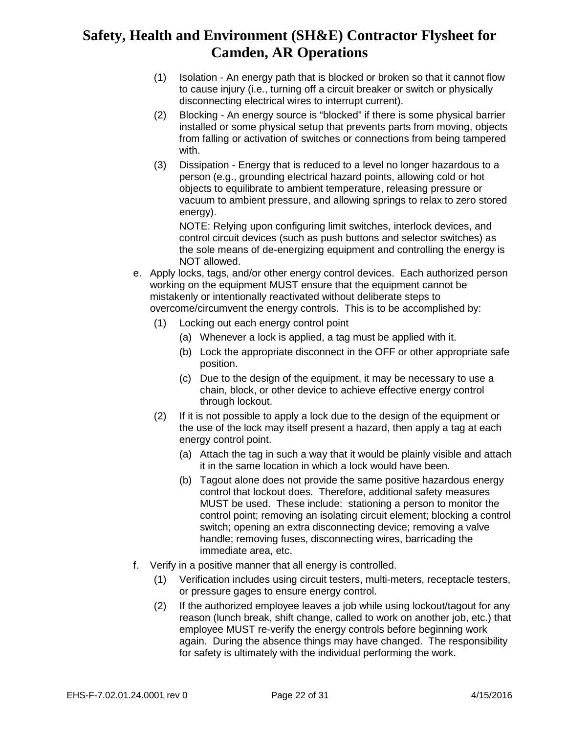(1) Isolation - An energy path that is blocked or broken so that it cannot flow to cause injury (i.e., turning off a circuit breaker or switch or physically disconnecting electrical wires to interrupt current).

(2) Blocking - An energy source is “blocked” if there is some physical barrier installed or some physical setup that prevents parts from moving, objects from falling or activation of switches or connections from being tampered with.

(3) Dissipation - Energy that is reduced to a level no longer hazardous to a person (e.g., grounding electrical hazard points, allowing cold or hot objects to equilibrate to ambient temperature, releasing pressure or vacuum to ambient pressure, and allowing springs to relax to zero stored energy).

NOTE: Relying upon configuring limit switches, interlock devices, and control circuit devices (such as push buttons and selector switches) as the sole means of de-energizing equipment and controlling the energy is NOT allowed.

e. Apply locks, tags, and/or other energy control devices. Each authorized person working on the equipment MUST ensure that the equipment cannot be mistakenly or intentionally reactivated without deliberate steps to overcome/circumvent the energy controls. This is to be accomplished by:

   (1) Locking out each energy control point

      (a) Whenever a lock is applied, a tag must be applied with it.

      (b) Lock the appropriate disconnect in the OFF or other appropriate safe position.

      (c) Due to the design of the equipment, it may be necessary to use a chain, block, or other device to achieve effective energy control through lockout.

   (2) If it is not possible to apply a lock due to the design of the equipment or the use of the lock may itself present a hazard, then apply a tag at each energy control point.

      (a) Attach the tag in such a way that it would be plainly visible and attach it in the same location in which a lock would have been.

      (b) Tagout alone does not provide the same positive hazardous energy control that lockout does. Therefore, additional safety measures MUST be used. These include: stationing a person to monitor the control point; removing an isolating circuit element; blocking a control switch; opening an extra disconnecting device; removing a valve handle; removing fuses, disconnecting wires, barricading the immediate area, etc.

f. Verify in a positive manner that all energy is controlled.

   (1) Verification includes using circuit testers, multi-meters, receptacle testers, or pressure gages to ensure energy control.

   (2) If the authorized employee leaves a job while using lockout/tagout for any reason (lunch break, shift change, called to work on another job, etc.) that employee MUST re-verify the energy controls before beginning work again. During the absence things may have changed. The responsibility for safety is ultimately with the individual performing the work.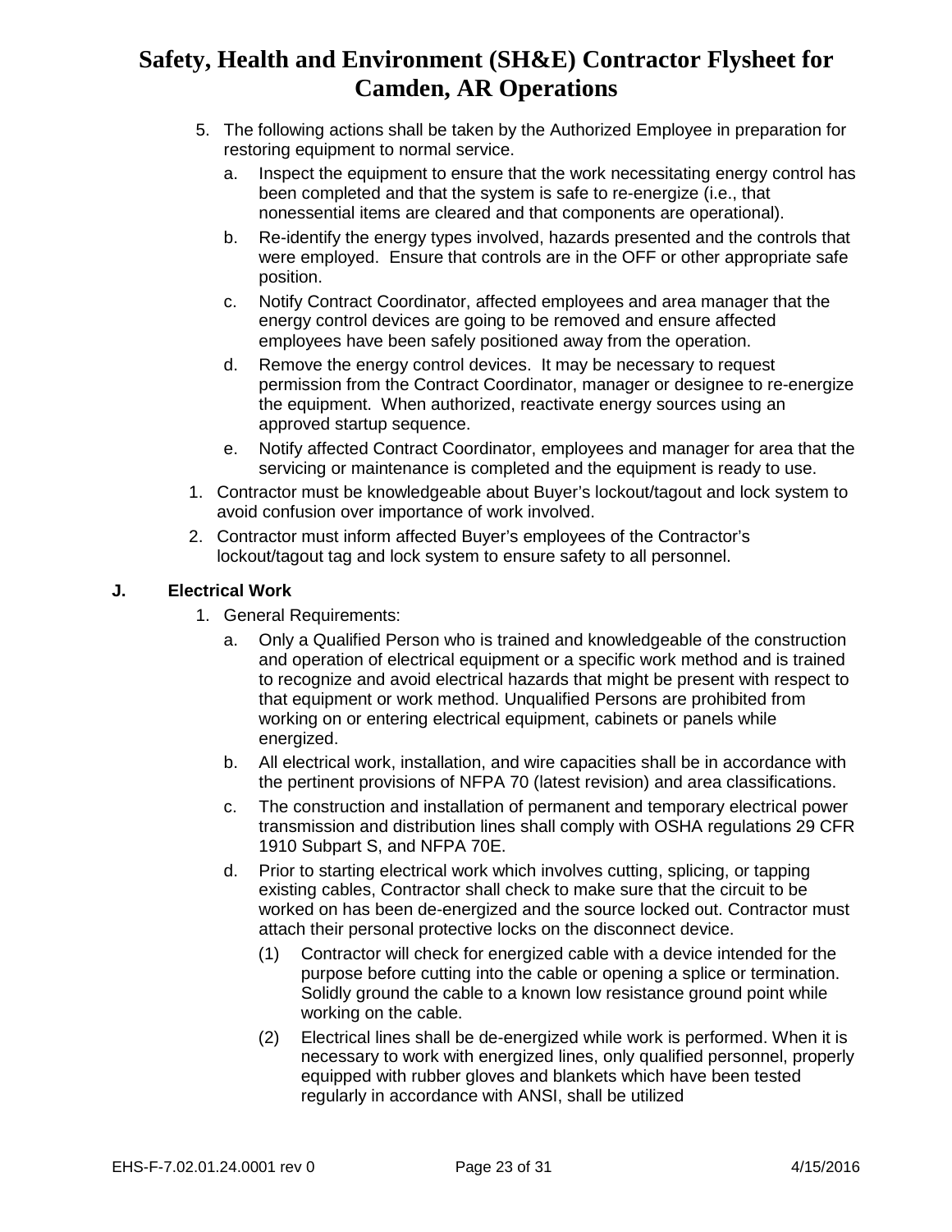5. The following actions shall be taken by the Authorized Employee in preparation for restoring equipment to normal service.
   a. Inspect the equipment to ensure that the work necessitating energy control has been completed and that the system is safe to re-energize (i.e., that nonessential items are cleared and that components are operational).
   b. Re-identify the energy types involved, hazards presented and the controls that were employed. Ensure that controls are in the OFF or other appropriate safe position.
   c. Notify Contract Coordinator, affected employees and area manager that the energy control devices are going to be removed and ensure affected employees have been safely positioned away from the operation.
   d. Remove the energy control devices. It may be necessary to request permission from the Contract Coordinator, manager or designee to re-energize the equipment. When authorized, reactivate energy sources using an approved startup sequence.
   e. Notify affected Contract Coordinator, employees and manager for area that the servicing or maintenance is completed and the equipment is ready to use.

1. Contractor must be knowledgeable about Buyer's lockout/tagout and lock system to avoid confusion over importance of work involved.
2. Contractor must inform affected Buyer's employees of the Contractor's lockout/tagout tag and lock system to ensure safety to all personnel.

## J. Electrical Work

1. General Requirements:
   a. Only a Qualified Person who is trained and knowledgeable of the construction and operation of electrical equipment or a specific work method and is trained to recognize and avoid electrical hazards that might be present with respect to that equipment or work method. Unqualified Persons are prohibited from working on or entering electrical equipment, cabinets or panels while energized.
   b. All electrical work, installation, and wire capacities shall be in accordance with the pertinent provisions of NFPA 70 (latest revision) and area classifications.
   c. The construction and installation of permanent and temporary electrical power transmission and distribution lines shall comply with OSHA regulations 29 CFR 1910 Subpart S, and NFPA 70E.
   d. Prior to starting electrical work which involves cutting, splicing, or tapping existing cables, Contractor shall check to make sure that the circuit to be worked on has been de-energized and the source locked out. Contractor must attach their personal protective locks on the disconnect device.
      (1) Contractor will check for energized cable with a device intended for the purpose before cutting into the cable or opening a splice or termination. Solidly ground the cable to a known low resistance ground point while working on the cable.
      (2) Electrical lines shall be de-energized while work is performed. When it is necessary to work with energized lines, only qualified personnel, properly equipped with rubber gloves and blankets which have been tested regularly in accordance with ANSI, shall be utilized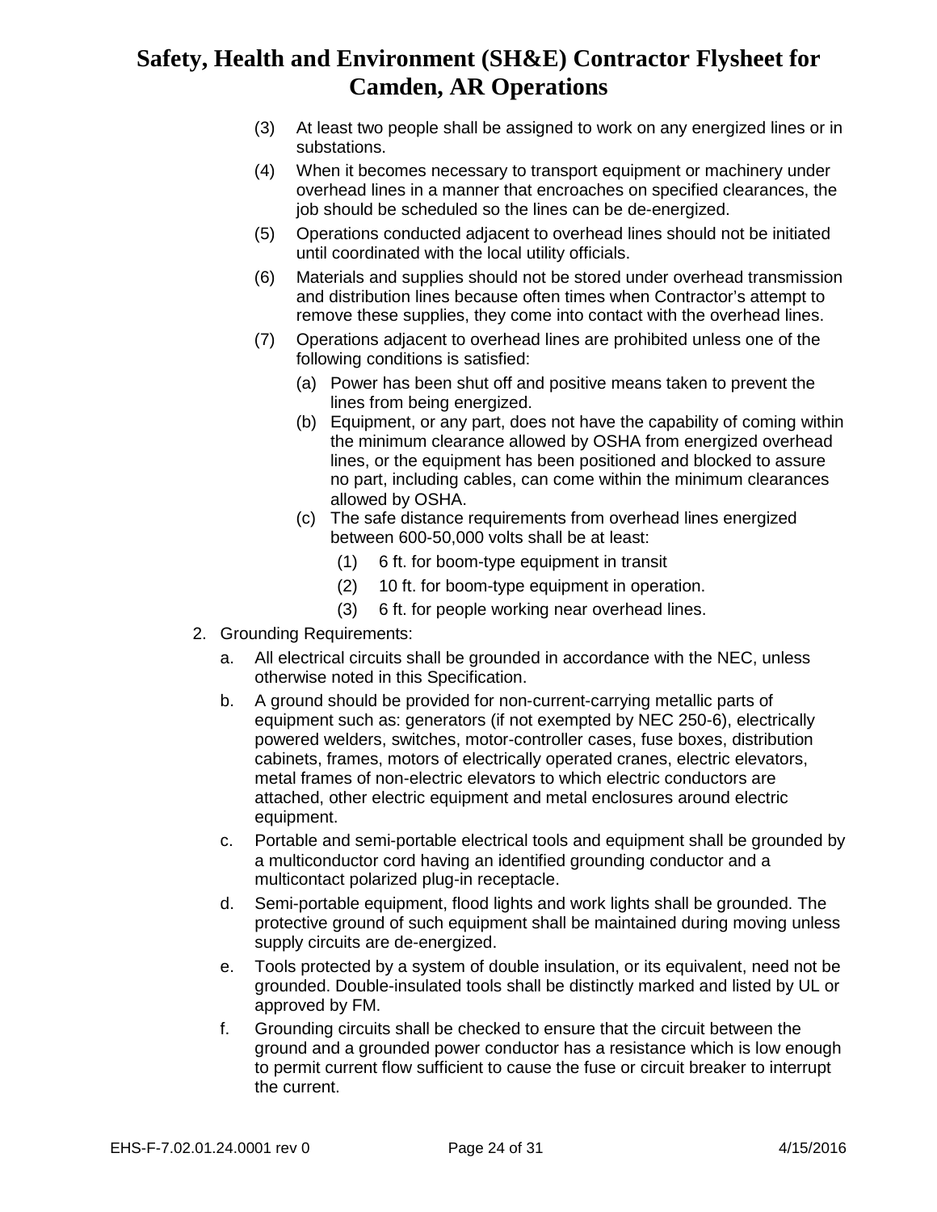(3) At least two people shall be assigned to work on any energized lines or in substations.

(4) When it becomes necessary to transport equipment or machinery under overhead lines in a manner that encroaches on specified clearances, the job should be scheduled so the lines can be de-energized.

(5) Operations conducted adjacent to overhead lines should not be initiated until coordinated with the local utility officials.

(6) Materials and supplies should not be stored under overhead transmission and distribution lines because often times when Contractor's attempt to remove these supplies, they come into contact with the overhead lines.

(7) Operations adjacent to overhead lines are prohibited unless one of the following conditions is satisfied:

   (a) Power has been shut off and positive means taken to prevent the lines from being energized.

   (b) Equipment, or any part, does not have the capability of coming within the minimum clearance allowed by OSHA from energized overhead lines, or the equipment has been positioned and blocked to assure no part, including cables, can come within the minimum clearances allowed by OSHA.

   (c) The safe distance requirements from overhead lines energized between 600-50,000 volts shall be at least:

      (1) 6 ft. for boom-type equipment in transit

      (2) 10 ft. for boom-type equipment in operation.

      (3) 6 ft. for people working near overhead lines.

2. Grounding Requirements:

   a. All electrical circuits shall be grounded in accordance with the NEC, unless otherwise noted in this Specification.

   b. A ground should be provided for non-current-carrying metallic parts of equipment such as: generators (if not exempted by NEC 250-6), electrically powered welders, switches, motor-controller cases, fuse boxes, distribution cabinets, frames, motors of electrically operated cranes, electric elevators, metal frames of non-electric elevators to which electric conductors are attached, other electric equipment and metal enclosures around electric equipment.

   c. Portable and semi-portable electrical tools and equipment shall be grounded by a multiconductor cord having an identified grounding conductor and a multicontact polarized plug-in receptacle.

   d. Semi-portable equipment, flood lights and work lights shall be grounded. The protective ground of such equipment shall be maintained during moving unless supply circuits are de-energized.

   e. Tools protected by a system of double insulation, or its equivalent, need not be grounded. Double-insulated tools shall be distinctly marked and listed by UL or approved by FM.

   f. Grounding circuits shall be checked to ensure that the circuit between the ground and a grounded power conductor has a resistance which is low enough to permit current flow sufficient to cause the fuse or circuit breaker to interrupt the current.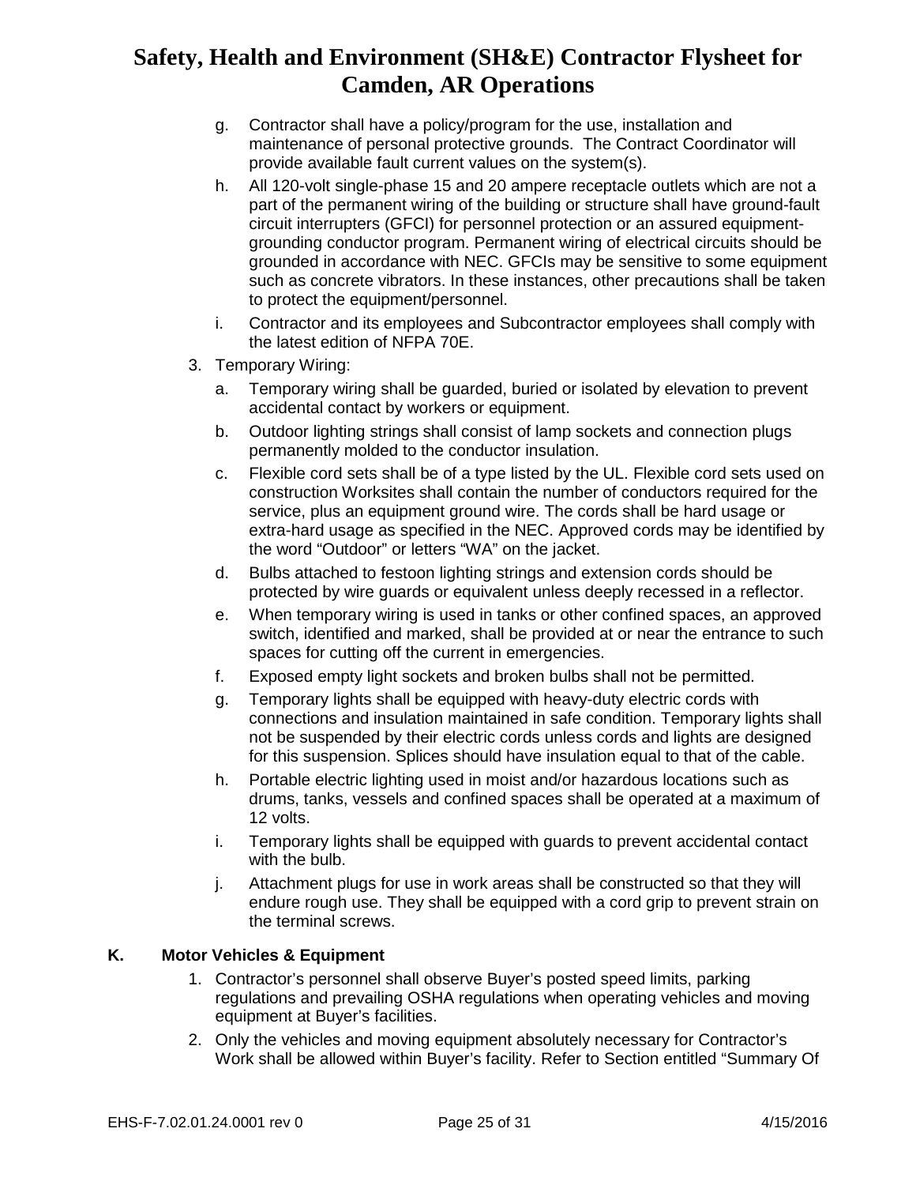g. Contractor shall have a policy/program for the use, installation and maintenance of personal protective grounds. The Contract Coordinator will provide available fault current values on the system(s).

h. All 120-volt single-phase 15 and 20 ampere receptacle outlets which are not a part of the permanent wiring of the building or structure shall have ground-fault circuit interrupters (GFCI) for personnel protection or an assured equipment-grounding conductor program. Permanent wiring of electrical circuits should be grounded in accordance with NEC. GFCIs may be sensitive to some equipment such as concrete vibrators. In these instances, other precautions shall be taken to protect the equipment/personnel.

i. Contractor and its employees and Subcontractor employees shall comply with the latest edition of NFPA 70E.

3. Temporary Wiring:

   a. Temporary wiring shall be guarded, buried or isolated by elevation to prevent accidental contact by workers or equipment.

   b. Outdoor lighting strings shall consist of lamp sockets and connection plugs permanently molded to the conductor insulation.

   c. Flexible cord sets shall be of a type listed by the UL. Flexible cord sets used on construction Worksites shall contain the number of conductors required for the service, plus an equipment ground wire. The cords shall be hard usage or extra-hard usage as specified in the NEC. Approved cords may be identified by the word "Outdoor" or letters "WA" on the jacket.

   d. Bulbs attached to festoon lighting strings and extension cords should be protected by wire guards or equivalent unless deeply recessed in a reflector.

   e. When temporary wiring is used in tanks or other confined spaces, an approved switch, identified and marked, shall be provided at or near the entrance to such spaces for cutting off the current in emergencies.

   f. Exposed empty light sockets and broken bulbs shall not be permitted.

   g. Temporary lights shall be equipped with heavy-duty electric cords with connections and insulation maintained in safe condition. Temporary lights shall not be suspended by their electric cords unless cords and lights are designed for this suspension. Splices should have insulation equal to that of the cable.

   h. Portable electric lighting used in moist and/or hazardous locations such as drums, tanks, vessels and confined spaces shall be operated at a maximum of 12 volts.

   i. Temporary lights shall be equipped with guards to prevent accidental contact with the bulb.

   j. Attachment plugs for use in work areas shall be constructed so that they will endure rough use. They shall be equipped with a cord grip to prevent strain on the terminal screws.

## K. Motor Vehicles & Equipment

1. Contractor's personnel shall observe Buyer's posted speed limits, parking regulations and prevailing OSHA regulations when operating vehicles and moving equipment at Buyer's facilities.

2. Only the vehicles and moving equipment absolutely necessary for Contractor's Work shall be allowed within Buyer's facility. Refer to Section entitled "Summary Of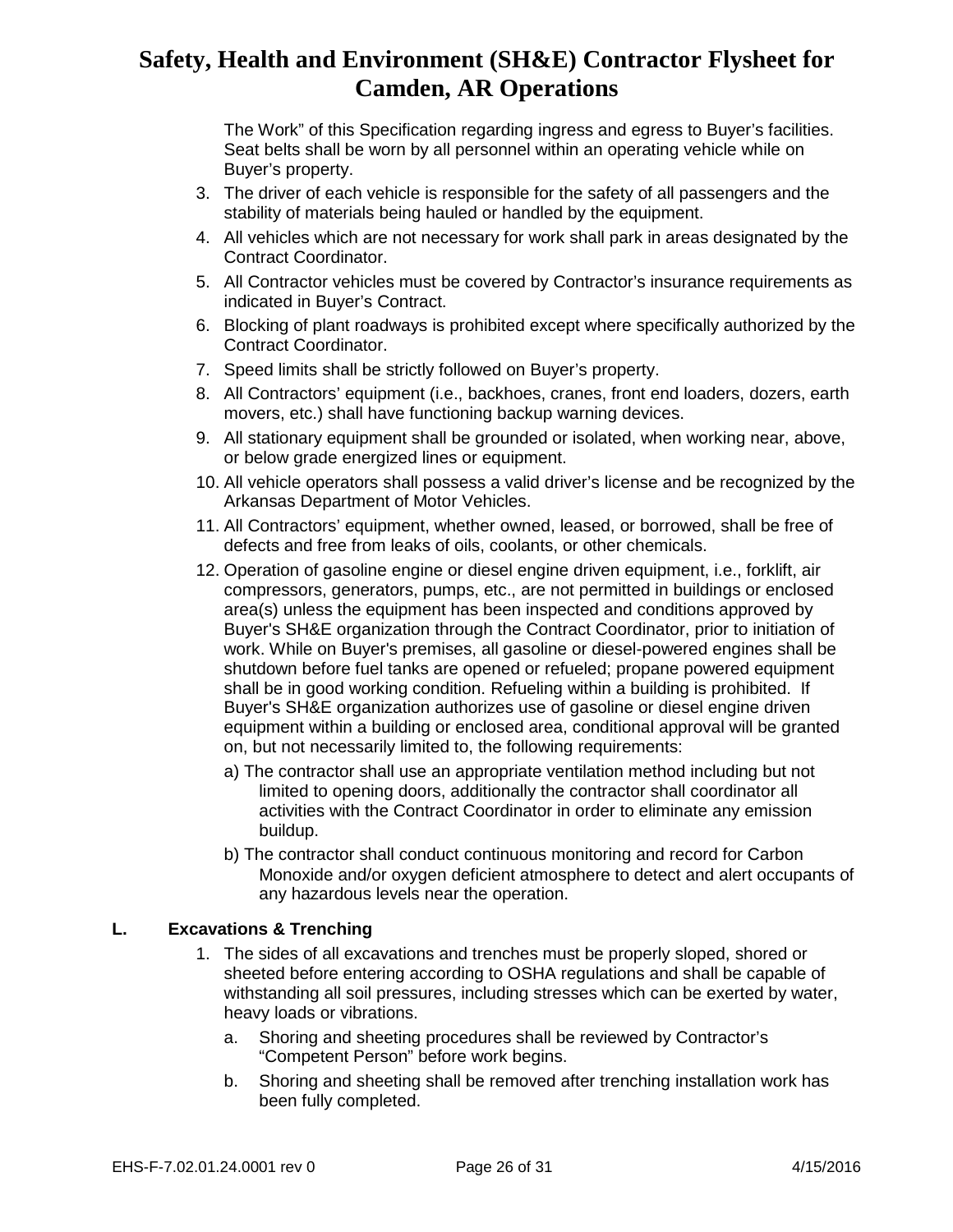The Work" of this Specification regarding ingress and egress to Buyer's facilities. Seat belts shall be worn by all personnel within an operating vehicle while on Buyer's property.

3. The driver of each vehicle is responsible for the safety of all passengers and the stability of materials being hauled or handled by the equipment.
4. All vehicles which are not necessary for work shall park in areas designated by the Contract Coordinator.
5. All Contractor vehicles must be covered by Contractor's insurance requirements as indicated in Buyer's Contract.
6. Blocking of plant roadways is prohibited except where specifically authorized by the Contract Coordinator.
7. Speed limits shall be strictly followed on Buyer's property.
8. All Contractors' equipment (i.e., backhoes, cranes, front end loaders, dozers, earth movers, etc.) shall have functioning backup warning devices.
9. All stationary equipment shall be grounded or isolated, when working near, above, or below grade energized lines or equipment.
10. All vehicle operators shall possess a valid driver's license and be recognized by the Arkansas Department of Motor Vehicles.
11. All Contractors' equipment, whether owned, leased, or borrowed, shall be free of defects and free from leaks of oils, coolants, or other chemicals.
12. Operation of gasoline engine or diesel engine driven equipment, i.e., forklift, air compressors, generators, pumps, etc., are not permitted in buildings or enclosed area(s) unless the equipment has been inspected and conditions approved by Buyer's SH&E organization through the Contract Coordinator, prior to initiation of work. While on Buyer's premises, all gasoline or diesel-powered engines shall be shutdown before fuel tanks are opened or refueled; propane powered equipment shall be in good working condition. Refueling within a building is prohibited. If Buyer's SH&E organization authorizes use of gasoline or diesel engine driven equipment within a building or enclosed area, conditional approval will be granted on, but not necessarily limited to, the following requirements:
    a) The contractor shall use an appropriate ventilation method including but not limited to opening doors, additionally the contractor shall coordinator all activities with the Contract Coordinator in order to eliminate any emission buildup.
    b) The contractor shall conduct continuous monitoring and record for Carbon Monoxide and/or oxygen deficient atmosphere to detect and alert occupants of any hazardous levels near the operation.

**L. Excavations & Trenching**

1. The sides of all excavations and trenches must be properly sloped, shored or sheeted before entering according to OSHA regulations and shall be capable of withstanding all soil pressures, including stresses which can be exerted by water, heavy loads or vibrations.
    a. Shoring and sheeting procedures shall be reviewed by Contractor's "Competent Person" before work begins.
    b. Shoring and sheeting shall be removed after trenching installation work has been fully completed.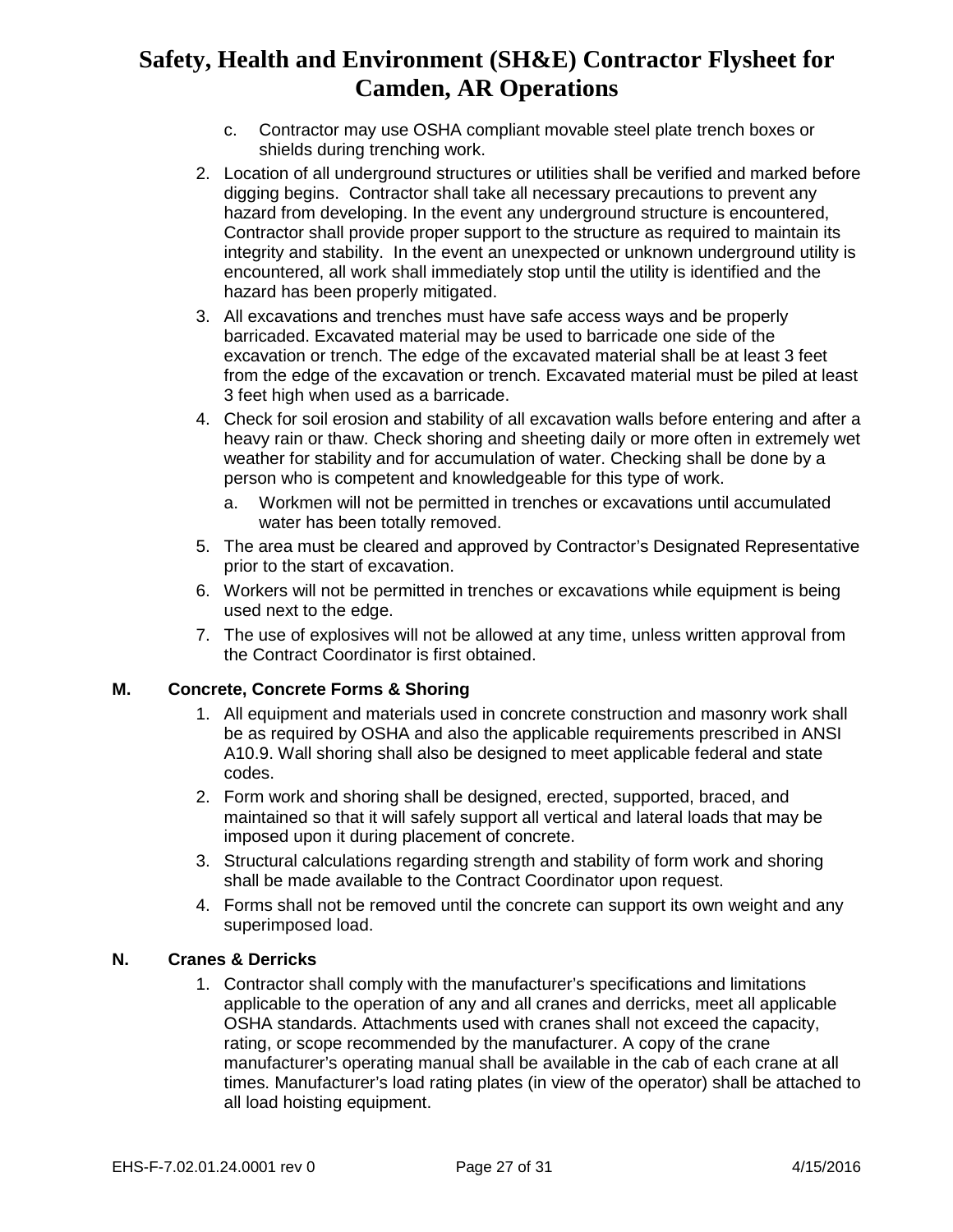c. Contractor may use OSHA compliant movable steel plate trench boxes or shields during trenching work.

2. Location of all underground structures or utilities shall be verified and marked before digging begins. Contractor shall take all necessary precautions to prevent any hazard from developing. In the event any underground structure is encountered, Contractor shall provide proper support to the structure as required to maintain its integrity and stability. In the event an unexpected or unknown underground utility is encountered, all work shall immediately stop until the utility is identified and the hazard has been properly mitigated.
3. All excavations and trenches must have safe access ways and be properly barricaded. Excavated material may be used to barricade one side of the excavation or trench. The edge of the excavated material shall be at least 3 feet from the edge of the excavation or trench. Excavated material must be piled at least 3 feet high when used as a barricade.
4. Check for soil erosion and stability of all excavation walls before entering and after a heavy rain or thaw. Check shoring and sheeting daily or more often in extremely wet weather for stability and for accumulation of water. Checking shall be done by a person who is competent and knowledgeable for this type of work.
   a. Workmen will not be permitted in trenches or excavations until accumulated water has been totally removed.
5. The area must be cleared and approved by Contractor's Designated Representative prior to the start of excavation.
6. Workers will not be permitted in trenches or excavations while equipment is being used next to the edge.
7. The use of explosives will not be allowed at any time, unless written approval from the Contract Coordinator is first obtained.

### M. Concrete, Concrete Forms & Shoring

1. All equipment and materials used in concrete construction and masonry work shall be as required by OSHA and also the applicable requirements prescribed in ANSI A10.9. Wall shoring shall also be designed to meet applicable federal and state codes.
2. Form work and shoring shall be designed, erected, supported, braced, and maintained so that it will safely support all vertical and lateral loads that may be imposed upon it during placement of concrete.
3. Structural calculations regarding strength and stability of form work and shoring shall be made available to the Contract Coordinator upon request.
4. Forms shall not be removed until the concrete can support its own weight and any superimposed load.

### N. Cranes & Derricks

1. Contractor shall comply with the manufacturer's specifications and limitations applicable to the operation of any and all cranes and derricks, meet all applicable OSHA standards. Attachments used with cranes shall not exceed the capacity, rating, or scope recommended by the manufacturer. A copy of the crane manufacturer's operating manual shall be available in the cab of each crane at all times. Manufacturer's load rating plates (in view of the operator) shall be attached to all load hoisting equipment.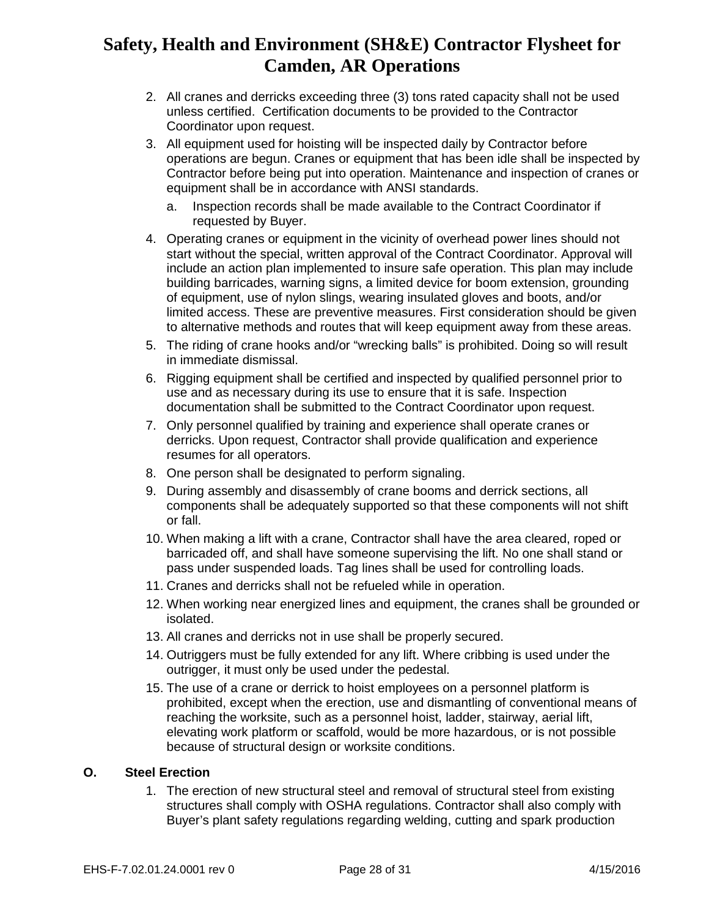2. All cranes and derricks exceeding three (3) tons rated capacity shall not be used unless certified. Certification documents to be provided to the Contractor Coordinator upon request.
3. All equipment used for hoisting will be inspected daily by Contractor before operations are begun. Cranes or equipment that has been idle shall be inspected by Contractor before being put into operation. Maintenance and inspection of cranes or equipment shall be in accordance with ANSI standards.
   a. Inspection records shall be made available to the Contract Coordinator if requested by Buyer.
4. Operating cranes or equipment in the vicinity of overhead power lines should not start without the special, written approval of the Contract Coordinator. Approval will include an action plan implemented to insure safe operation. This plan may include building barricades, warning signs, a limited device for boom extension, grounding of equipment, use of nylon slings, wearing insulated gloves and boots, and/or limited access. These are preventive measures. First consideration should be given to alternative methods and routes that will keep equipment away from these areas.
5. The riding of crane hooks and/or "wrecking balls" is prohibited. Doing so will result in immediate dismissal.
6. Rigging equipment shall be certified and inspected by qualified personnel prior to use and as necessary during its use to ensure that it is safe. Inspection documentation shall be submitted to the Contract Coordinator upon request.
7. Only personnel qualified by training and experience shall operate cranes or derricks. Upon request, Contractor shall provide qualification and experience resumes for all operators.
8. One person shall be designated to perform signaling.
9. During assembly and disassembly of crane booms and derrick sections, all components shall be adequately supported so that these components will not shift or fall.
10. When making a lift with a crane, Contractor shall have the area cleared, roped or barricaded off, and shall have someone supervising the lift. No one shall stand or pass under suspended loads. Tag lines shall be used for controlling loads.
11. Cranes and derricks shall not be refueled while in operation.
12. When working near energized lines and equipment, the cranes shall be grounded or isolated.
13. All cranes and derricks not in use shall be properly secured.
14. Outriggers must be fully extended for any lift. Where cribbing is used under the outrigger, it must only be used under the pedestal.
15. The use of a crane or derrick to hoist employees on a personnel platform is prohibited, except when the erection, use and dismantling of conventional means of reaching the worksite, such as a personnel hoist, ladder, stairway, aerial lift, elevating work platform or scaffold, would be more hazardous, or is not possible because of structural design or worksite conditions.

### O. Steel Erection

1. The erection of new structural steel and removal of structural steel from existing structures shall comply with OSHA regulations. Contractor shall also comply with Buyer's plant safety regulations regarding welding, cutting and spark production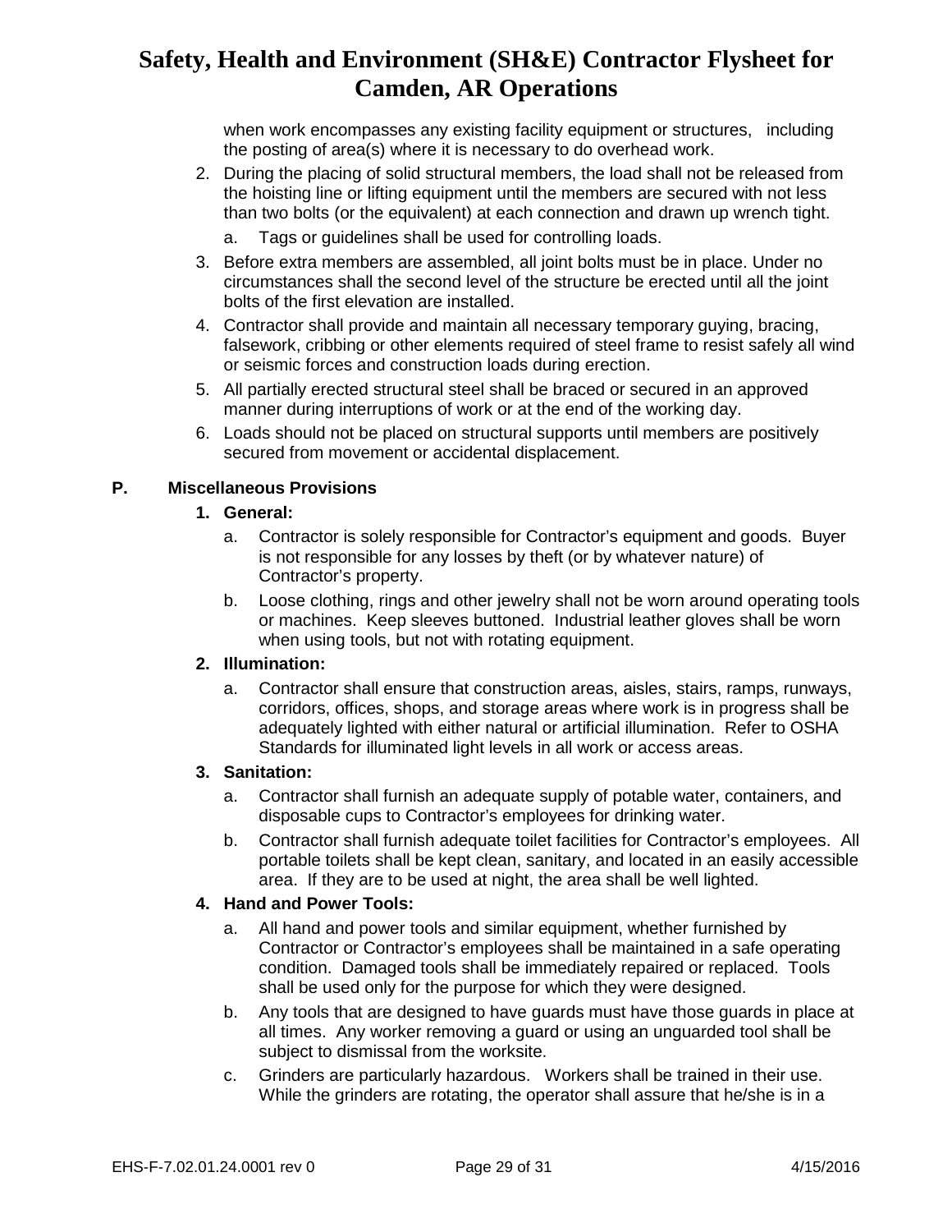when work encompasses any existing facility equipment or structures, including the posting of area(s) where it is necessary to do overhead work.

2. During the placing of solid structural members, the load shall not be released from the hoisting line or lifting equipment until the members are secured with not less than two bolts (or the equivalent) at each connection and drawn up wrench tight.
   a. Tags or guidelines shall be used for controlling loads.
3. Before extra members are assembled, all joint bolts must be in place. Under no circumstances shall the second level of the structure be erected until all the joint bolts of the first elevation are installed.
4. Contractor shall provide and maintain all necessary temporary guying, bracing, falsework, cribbing or other elements required of steel frame to resist safely all wind or seismic forces and construction loads during erection.
5. All partially erected structural steel shall be braced or secured in an approved manner during interruptions of work or at the end of the working day.
6. Loads should not be placed on structural supports until members are positively secured from movement or accidental displacement.

**P. Miscellaneous Provisions**

1. **General:**
   a. Contractor is solely responsible for Contractor's equipment and goods. Buyer is not responsible for any losses by theft (or by whatever nature) of Contractor's property.
   b. Loose clothing, rings and other jewelry shall not be worn around operating tools or machines. Keep sleeves buttoned. Industrial leather gloves shall be worn when using tools, but not with rotating equipment.
2. **Illumination:**
   a. Contractor shall ensure that construction areas, aisles, stairs, ramps, runways, corridors, offices, shops, and storage areas where work is in progress shall be adequately lighted with either natural or artificial illumination. Refer to OSHA Standards for illuminated light levels in all work or access areas.
3. **Sanitation:**
   a. Contractor shall furnish an adequate supply of potable water, containers, and disposable cups to Contractor's employees for drinking water.
   b. Contractor shall furnish adequate toilet facilities for Contractor's employees. All portable toilets shall be kept clean, sanitary, and located in an easily accessible area. If they are to be used at night, the area shall be well lighted.
4. **Hand and Power Tools:**
   a. All hand and power tools and similar equipment, whether furnished by Contractor or Contractor's employees shall be maintained in a safe operating condition. Damaged tools shall be immediately repaired or replaced. Tools shall be used only for the purpose for which they were designed.
   b. Any tools that are designed to have guards must have those guards in place at all times. Any worker removing a guard or using an unguarded tool shall be subject to dismissal from the worksite.
   c. Grinders are particularly hazardous. Workers shall be trained in their use. While the grinders are rotating, the operator shall assure that he/she is in a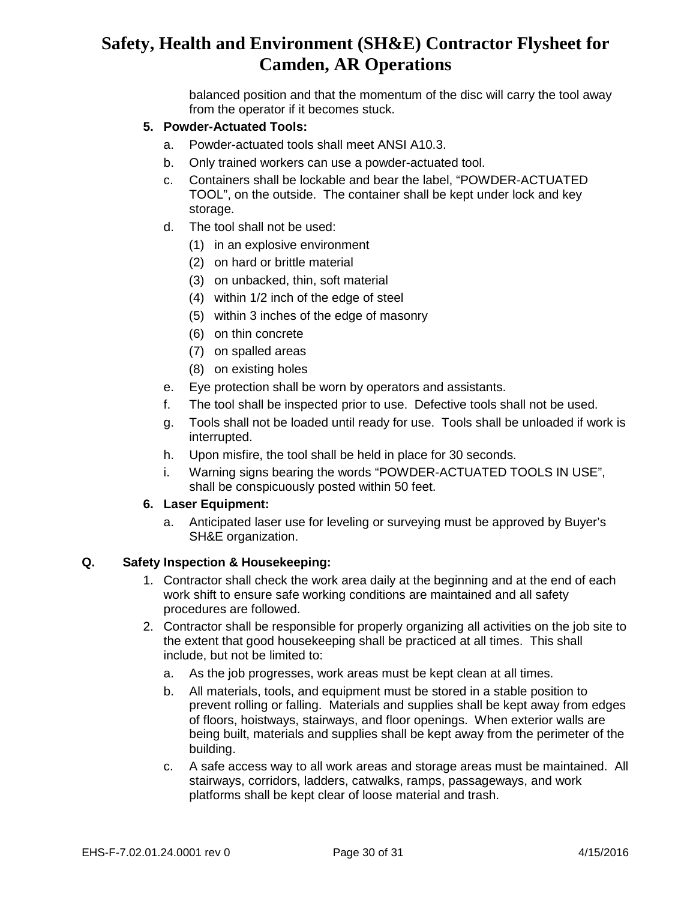balanced position and that the momentum of the disc will carry the tool away from the operator if it becomes stuck.

5. **Powder-Actuated Tools:**
   a. Powder-actuated tools shall meet ANSI A10.3.
   b. Only trained workers can use a powder-actuated tool.
   c. Containers shall be lockable and bear the label, "POWDER-ACTUATED TOOL", on the outside. The container shall be kept under lock and key storage.
   d. The tool shall not be used:
      (1) in an explosive environment
      (2) on hard or brittle material
      (3) on unbacked, thin, soft material
      (4) within 1/2 inch of the edge of steel
      (5) within 3 inches of the edge of masonry
      (6) on thin concrete
      (7) on spalled areas
      (8) on existing holes
   e. Eye protection shall be worn by operators and assistants.
   f. The tool shall be inspected prior to use. Defective tools shall not be used.
   g. Tools shall not be loaded until ready for use. Tools shall be unloaded if work is interrupted.
   h. Upon misfire, the tool shall be held in place for 30 seconds.
   i. Warning signs bearing the words "POWDER-ACTUATED TOOLS IN USE", shall be conspicuously posted within 50 feet.

6. **Laser Equipment:**
   a. Anticipated laser use for leveling or surveying must be approved by Buyer's SH&E organization.

**Q. Safety Inspection & Housekeeping:**

1. Contractor shall check the work area daily at the beginning and at the end of each work shift to ensure safe working conditions are maintained and all safety procedures are followed.
2. Contractor shall be responsible for properly organizing all activities on the job site to the extent that good housekeeping shall be practiced at all times. This shall include, but not be limited to:
   a. As the job progresses, work areas must be kept clean at all times.
   b. All materials, tools, and equipment must be stored in a stable position to prevent rolling or falling. Materials and supplies shall be kept away from edges of floors, hoistways, stairways, and floor openings. When exterior walls are being built, materials and supplies shall be kept away from the perimeter of the building.
   c. A safe access way to all work areas and storage areas must be maintained. All stairways, corridors, ladders, catwalks, ramps, passageways, and work platforms shall be kept clear of loose material and trash.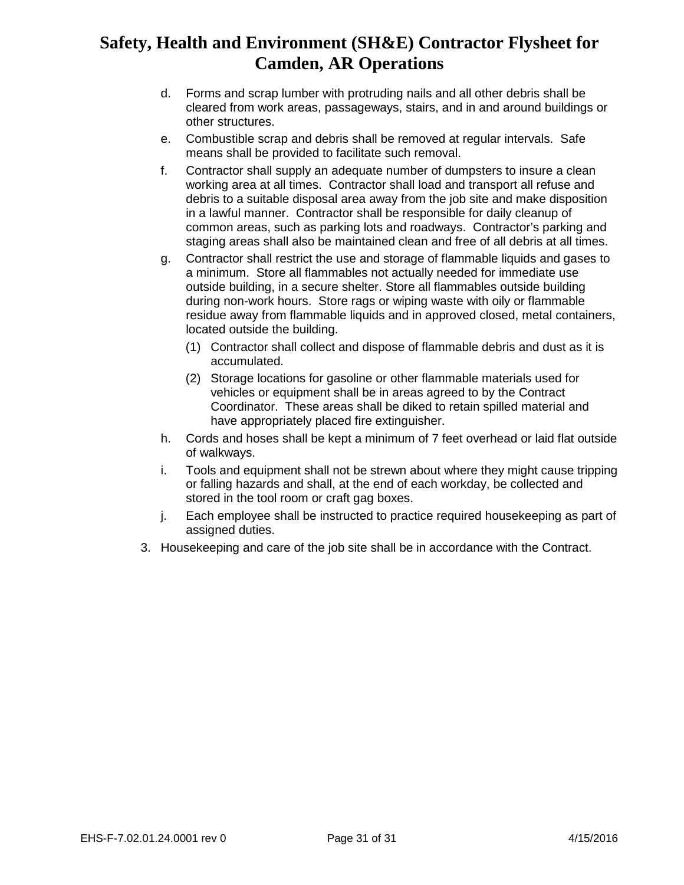d. Forms and scrap lumber with protruding nails and all other debris shall be cleared from work areas, passageways, stairs, and in and around buildings or other structures.

e. Combustible scrap and debris shall be removed at regular intervals. Safe means shall be provided to facilitate such removal.

f. Contractor shall supply an adequate number of dumpsters to insure a clean working area at all times. Contractor shall load and transport all refuse and debris to a suitable disposal area away from the job site and make disposition in a lawful manner. Contractor shall be responsible for daily cleanup of common areas, such as parking lots and roadways. Contractor's parking and staging areas shall also be maintained clean and free of all debris at all times.

g. Contractor shall restrict the use and storage of flammable liquids and gases to a minimum. Store all flammables not actually needed for immediate use outside building, in a secure shelter. Store all flammables outside building during non-work hours. Store rags or wiping waste with oily or flammable residue away from flammable liquids and in approved closed, metal containers, located outside the building.

   (1) Contractor shall collect and dispose of flammable debris and dust as it is accumulated.

   (2) Storage locations for gasoline or other flammable materials used for vehicles or equipment shall be in areas agreed to by the Contract Coordinator. These areas shall be diked to retain spilled material and have appropriately placed fire extinguisher.

h. Cords and hoses shall be kept a minimum of 7 feet overhead or laid flat outside of walkways.

i. Tools and equipment shall not be strewn about where they might cause tripping or falling hazards and shall, at the end of each workday, be collected and stored in the tool room or craft gag boxes.

j. Each employee shall be instructed to practice required housekeeping as part of assigned duties.

3. Housekeeping and care of the job site shall be in accordance with the Contract.